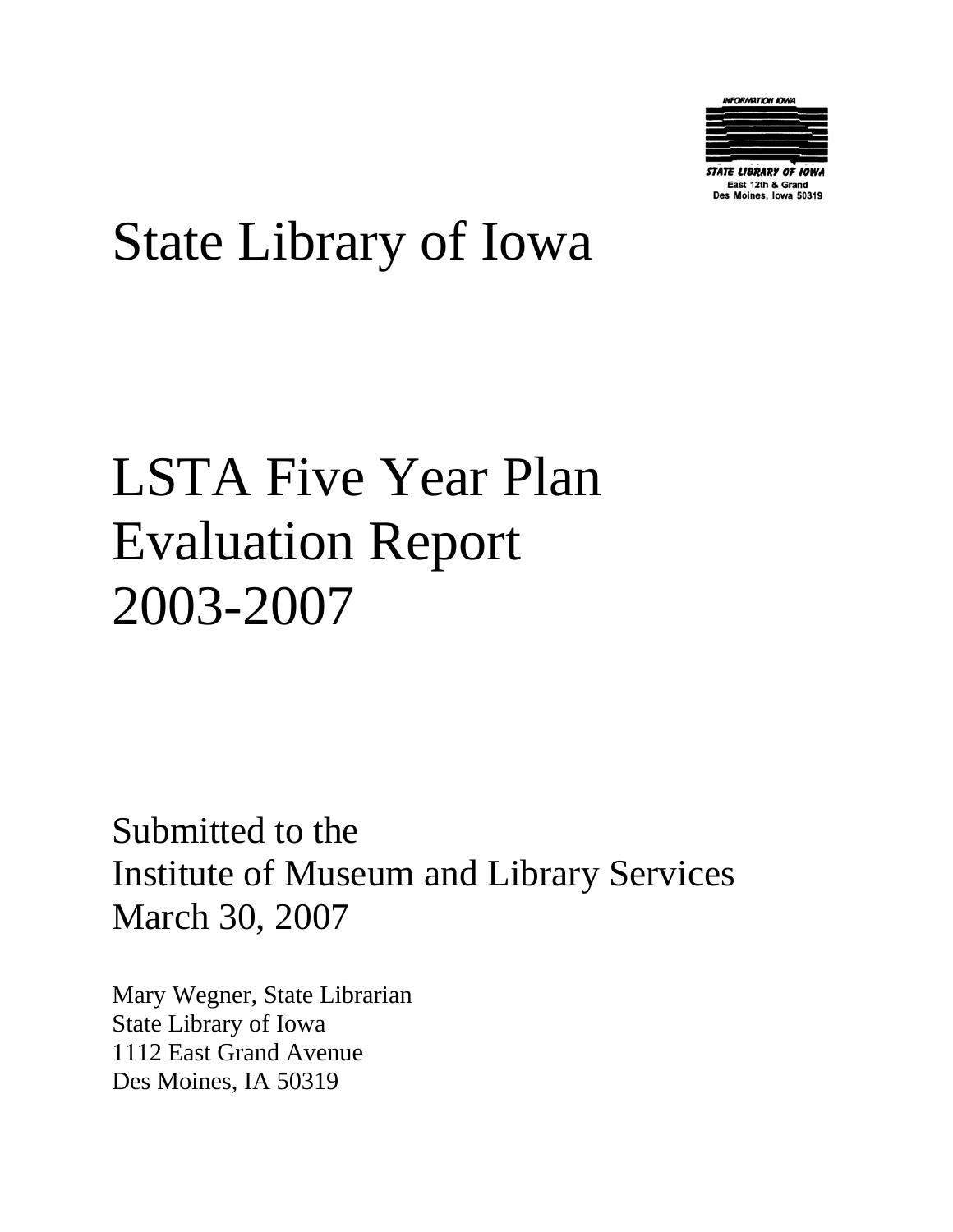INFORMATION IOWA

STATE LIBRARY OF IOWA
East 12th & Grand
Des Moines, Iowa 50319

# State Library of Iowa

# LSTA Five Year Plan Evaluation Report 2003-2007

Submitted to the
Institute of Museum and Library Services
March 30, 2007

Mary Wegner, State Librarian
State Library of Iowa
1112 East Grand Avenue
Des Moines, IA 50319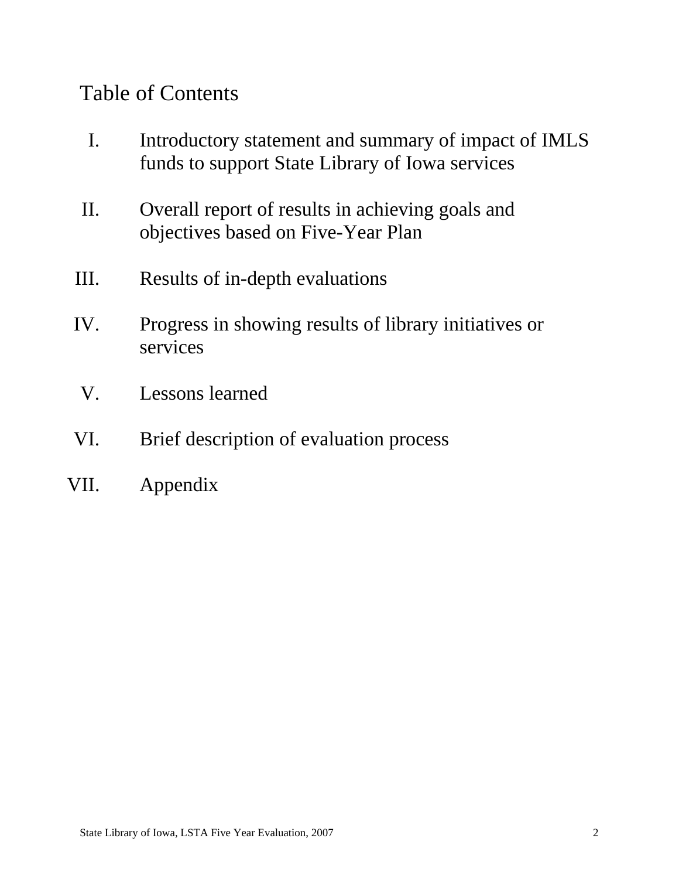# Table of Contents

I. Introductory statement and summary of impact of IMLS funds to support State Library of Iowa services

II. Overall report of results in achieving goals and objectives based on Five-Year Plan

III. Results of in-depth evaluations

IV. Progress in showing results of library initiatives or services

V. Lessons learned

VI. Brief description of evaluation process

VII. Appendix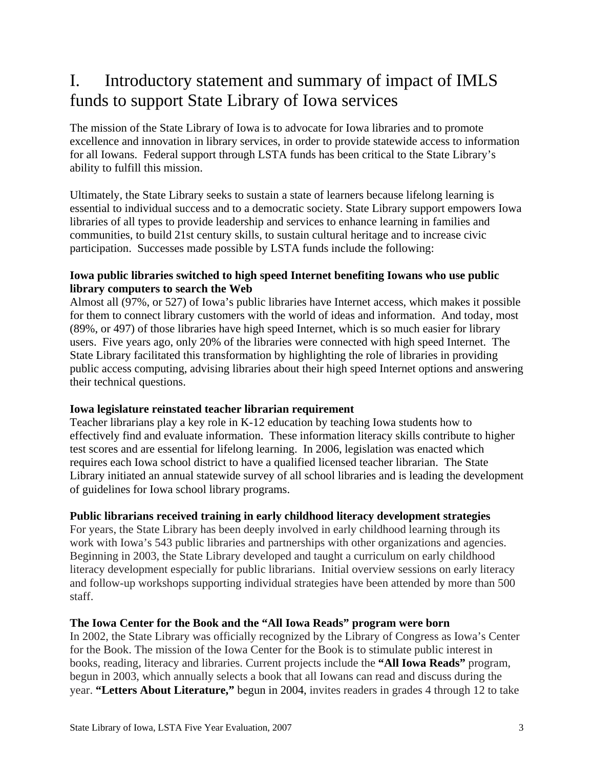# I. Introductory statement and summary of impact of IMLS funds to support State Library of Iowa services

The mission of the State Library of Iowa is to advocate for Iowa libraries and to promote excellence and innovation in library services, in order to provide statewide access to information for all Iowans. Federal support through LSTA funds has been critical to the State Library's ability to fulfill this mission.

Ultimately, the State Library seeks to sustain a state of learners because lifelong learning is essential to individual success and to a democratic society. State Library support empowers Iowa libraries of all types to provide leadership and services to enhance learning in families and communities, to build 21st century skills, to sustain cultural heritage and to increase civic participation. Successes made possible by LSTA funds include the following:

**Iowa public libraries switched to high speed Internet benefiting Iowans who use public library computers to search the Web**

Almost all (97%, or 527) of Iowa's public libraries have Internet access, which makes it possible for them to connect library customers with the world of ideas and information. And today, most (89%, or 497) of those libraries have high speed Internet, which is so much easier for library users. Five years ago, only 20% of the libraries were connected with high speed Internet. The State Library facilitated this transformation by highlighting the role of libraries in providing public access computing, advising libraries about their high speed Internet options and answering their technical questions.

**Iowa legislature reinstated teacher librarian requirement**

Teacher librarians play a key role in K-12 education by teaching Iowa students how to effectively find and evaluate information. These information literacy skills contribute to higher test scores and are essential for lifelong learning. In 2006, legislation was enacted which requires each Iowa school district to have a qualified licensed teacher librarian. The State Library initiated an annual statewide survey of all school libraries and is leading the development of guidelines for Iowa school library programs.

**Public librarians received training in early childhood literacy development strategies**

For years, the State Library has been deeply involved in early childhood learning through its work with Iowa's 543 public libraries and partnerships with other organizations and agencies. Beginning in 2003, the State Library developed and taught a curriculum on early childhood literacy development especially for public librarians. Initial overview sessions on early literacy and follow-up workshops supporting individual strategies have been attended by more than 500 staff.

**The Iowa Center for the Book and the "All Iowa Reads" program were born**

In 2002, the State Library was officially recognized by the Library of Congress as Iowa's Center for the Book. The mission of the Iowa Center for the Book is to stimulate public interest in books, reading, literacy and libraries. Current projects include the **"All Iowa Reads"** program, begun in 2003, which annually selects a book that all Iowans can read and discuss during the year. **"Letters About Literature,"** begun in 2004, invites readers in grades 4 through 12 to take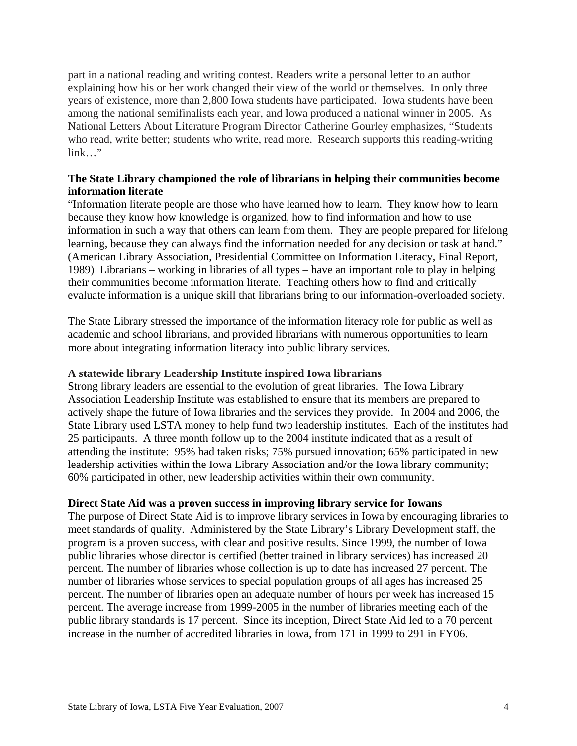part in a national reading and writing contest. Readers write a personal letter to an author explaining how his or her work changed their view of the world or themselves. In only three years of existence, more than 2,800 Iowa students have participated. Iowa students have been among the national semifinalists each year, and Iowa produced a national winner in 2005. As National Letters About Literature Program Director Catherine Gourley emphasizes, "Students who read, write better; students who write, read more. Research supports this reading-writing link…"

**The State Library championed the role of librarians in helping their communities become information literate**

"Information literate people are those who have learned how to learn. They know how to learn because they know how knowledge is organized, how to find information and how to use information in such a way that others can learn from them. They are people prepared for lifelong learning, because they can always find the information needed for any decision or task at hand." (American Library Association, Presidential Committee on Information Literacy, Final Report, 1989) Librarians – working in libraries of all types – have an important role to play in helping their communities become information literate. Teaching others how to find and critically evaluate information is a unique skill that librarians bring to our information-overloaded society.

The State Library stressed the importance of the information literacy role for public as well as academic and school librarians, and provided librarians with numerous opportunities to learn more about integrating information literacy into public library services.

**A statewide library Leadership Institute inspired Iowa librarians**

Strong library leaders are essential to the evolution of great libraries. The Iowa Library Association Leadership Institute was established to ensure that its members are prepared to actively shape the future of Iowa libraries and the services they provide. In 2004 and 2006, the State Library used LSTA money to help fund two leadership institutes. Each of the institutes had 25 participants. A three month follow up to the 2004 institute indicated that as a result of attending the institute: 95% had taken risks; 75% pursued innovation; 65% participated in new leadership activities within the Iowa Library Association and/or the Iowa library community; 60% participated in other, new leadership activities within their own community.

**Direct State Aid was a proven success in improving library service for Iowans**

The purpose of Direct State Aid is to improve library services in Iowa by encouraging libraries to meet standards of quality. Administered by the State Library's Library Development staff, the program is a proven success, with clear and positive results. Since 1999, the number of Iowa public libraries whose director is certified (better trained in library services) has increased 20 percent. The number of libraries whose collection is up to date has increased 27 percent. The number of libraries whose services to special population groups of all ages has increased 25 percent. The number of libraries open an adequate number of hours per week has increased 15 percent. The average increase from 1999-2005 in the number of libraries meeting each of the public library standards is 17 percent. Since its inception, Direct State Aid led to a 70 percent increase in the number of accredited libraries in Iowa, from 171 in 1999 to 291 in FY06.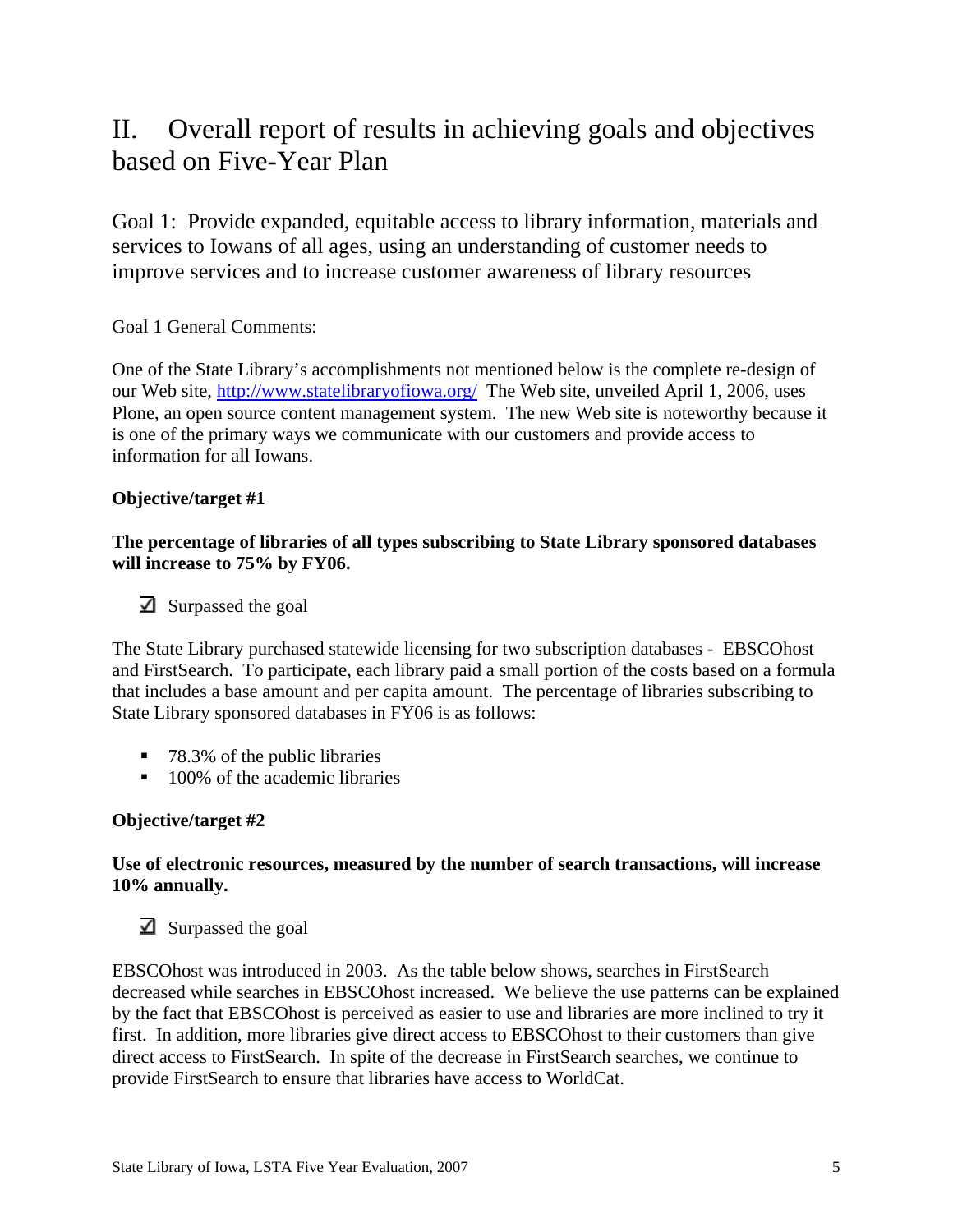# II. Overall report of results in achieving goals and objectives based on Five-Year Plan

## Goal 1: Provide expanded, equitable access to library information, materials and services to Iowans of all ages, using an understanding of customer needs to improve services and to increase customer awareness of library resources

Goal 1 General Comments:

One of the State Library's accomplishments not mentioned below is the complete re-design of our Web site, [http://www.statelibraryofiowa.org/](http://www.statelibraryofiowa.org/) The Web site, unveiled April 1, 2006, uses Plone, an open source content management system. The new Web site is noteworthy because it is one of the primary ways we communicate with our customers and provide access to information for all Iowans.

**Objective/target #1**

**The percentage of libraries of all types subscribing to State Library sponsored databases will increase to 75% by FY06.**

☑ Surpassed the goal

The State Library purchased statewide licensing for two subscription databases - EBSCOhost and FirstSearch. To participate, each library paid a small portion of the costs based on a formula that includes a base amount and per capita amount. The percentage of libraries subscribing to State Library sponsored databases in FY06 is as follows:

- 78.3% of the public libraries
- 100% of the academic libraries

**Objective/target #2**

**Use of electronic resources, measured by the number of search transactions, will increase 10% annually.**

☑ Surpassed the goal

EBSCOhost was introduced in 2003. As the table below shows, searches in FirstSearch decreased while searches in EBSCOhost increased. We believe the use patterns can be explained by the fact that EBSCOhost is perceived as easier to use and libraries are more inclined to try it first. In addition, more libraries give direct access to EBSCOhost to their customers than give direct access to FirstSearch. In spite of the decrease in FirstSearch searches, we continue to provide FirstSearch to ensure that libraries have access to WorldCat.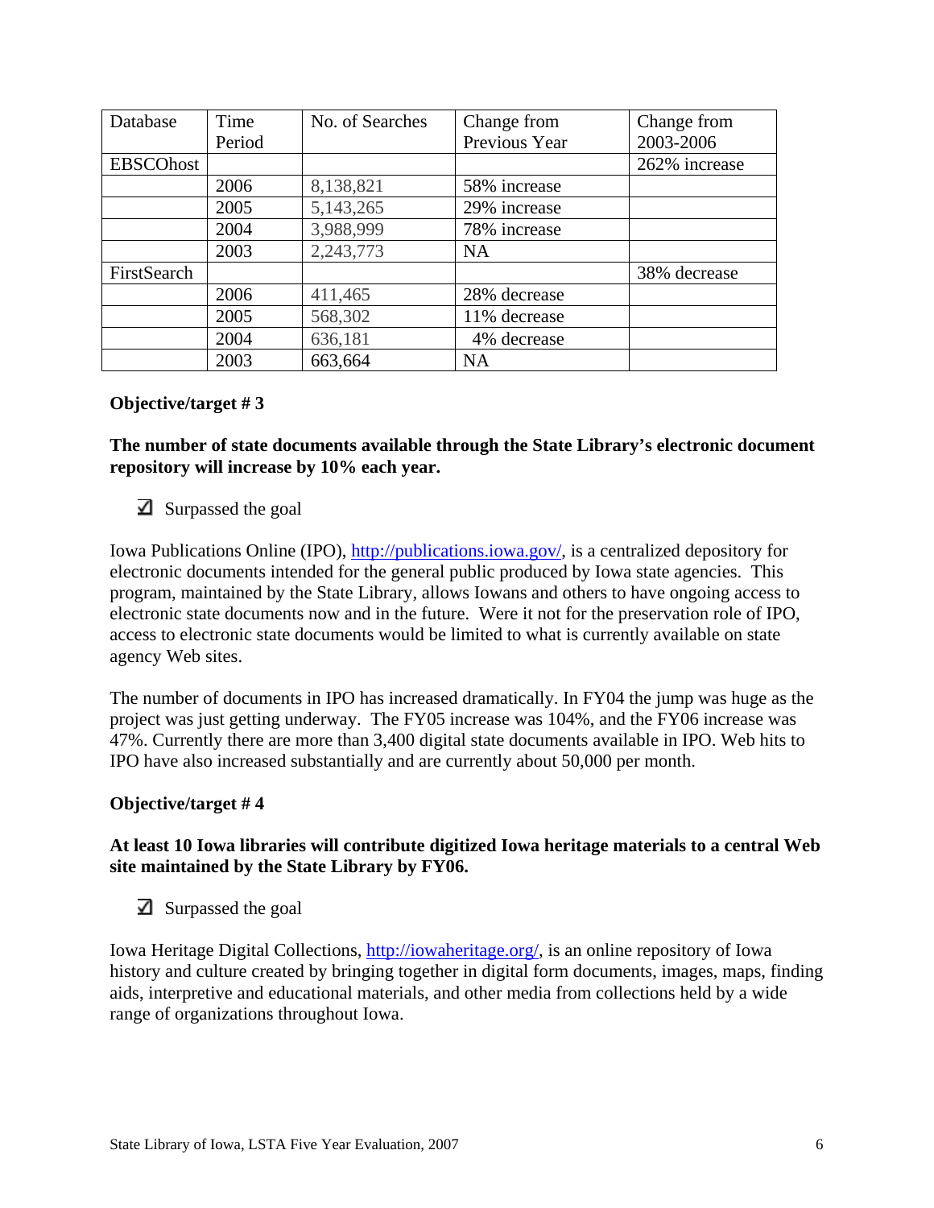| Database | Time Period | No. of Searches | Change from Previous Year | Change from 2003-2006 |
|---|---|---|---|---|
| EBSCOhost | | | | 262% increase |
| | 2006 | 8,138,821 | 58% increase | |
| | 2005 | 5,143,265 | 29% increase | |
| | 2004 | 3,988,999 | 78% increase | |
| | 2003 | 2,243,773 | NA | |
| FirstSearch | | | | 38% decrease |
| | 2006 | 411,465 | 28% decrease | |
| | 2005 | 568,302 | 11% decrease | |
| | 2004 | 636,181 | 4% decrease | |
| | 2003 | 663,664 | NA | |

**Objective/target # 3**

**The number of state documents available through the State Library's electronic document repository will increase by 10% each year.**

☑ Surpassed the goal

Iowa Publications Online (IPO), http://publications.iowa.gov/, is a centralized depository for electronic documents intended for the general public produced by Iowa state agencies. This program, maintained by the State Library, allows Iowans and others to have ongoing access to electronic state documents now and in the future. Were it not for the preservation role of IPO, access to electronic state documents would be limited to what is currently available on state agency Web sites.

The number of documents in IPO has increased dramatically. In FY04 the jump was huge as the project was just getting underway. The FY05 increase was 104%, and the FY06 increase was 47%. Currently there are more than 3,400 digital state documents available in IPO. Web hits to IPO have also increased substantially and are currently about 50,000 per month.

**Objective/target # 4**

**At least 10 Iowa libraries will contribute digitized Iowa heritage materials to a central Web site maintained by the State Library by FY06.**

☑ Surpassed the goal

Iowa Heritage Digital Collections, http://iowaheritage.org/, is an online repository of Iowa history and culture created by bringing together in digital form documents, images, maps, finding aids, interpretive and educational materials, and other media from collections held by a wide range of organizations throughout Iowa.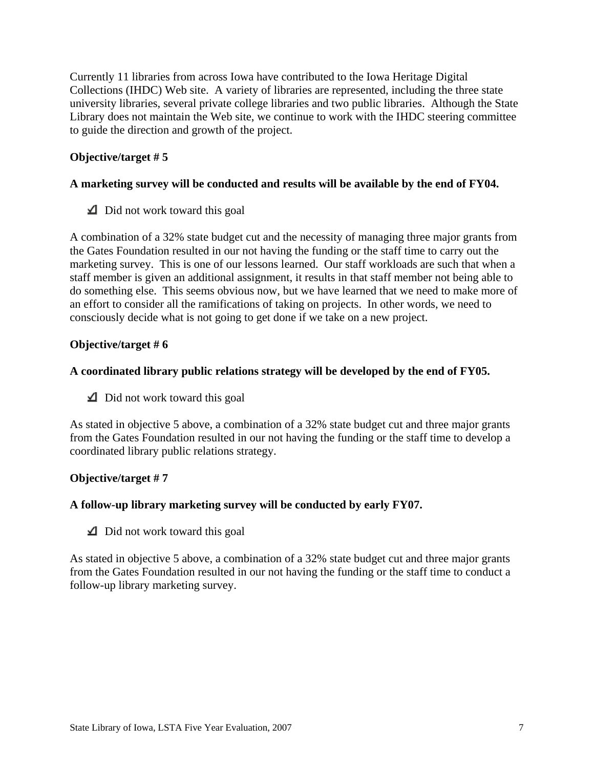Currently 11 libraries from across Iowa have contributed to the Iowa Heritage Digital Collections (IHDC) Web site. A variety of libraries are represented, including the three state university libraries, several private college libraries and two public libraries. Although the State Library does not maintain the Web site, we continue to work with the IHDC steering committee to guide the direction and growth of the project.

**Objective/target # 5**

**A marketing survey will be conducted and results will be available by the end of FY04.**

- ☑ Did not work toward this goal

A combination of a 32% state budget cut and the necessity of managing three major grants from the Gates Foundation resulted in our not having the funding or the staff time to carry out the marketing survey. This is one of our lessons learned. Our staff workloads are such that when a staff member is given an additional assignment, it results in that staff member not being able to do something else. This seems obvious now, but we have learned that we need to make more of an effort to consider all the ramifications of taking on projects. In other words, we need to consciously decide what is not going to get done if we take on a new project.

**Objective/target # 6**

**A coordinated library public relations strategy will be developed by the end of FY05.**

- ☑ Did not work toward this goal

As stated in objective 5 above, a combination of a 32% state budget cut and three major grants from the Gates Foundation resulted in our not having the funding or the staff time to develop a coordinated library public relations strategy.

**Objective/target # 7**

**A follow-up library marketing survey will be conducted by early FY07.**

- ☑ Did not work toward this goal

As stated in objective 5 above, a combination of a 32% state budget cut and three major grants from the Gates Foundation resulted in our not having the funding or the staff time to conduct a follow-up library marketing survey.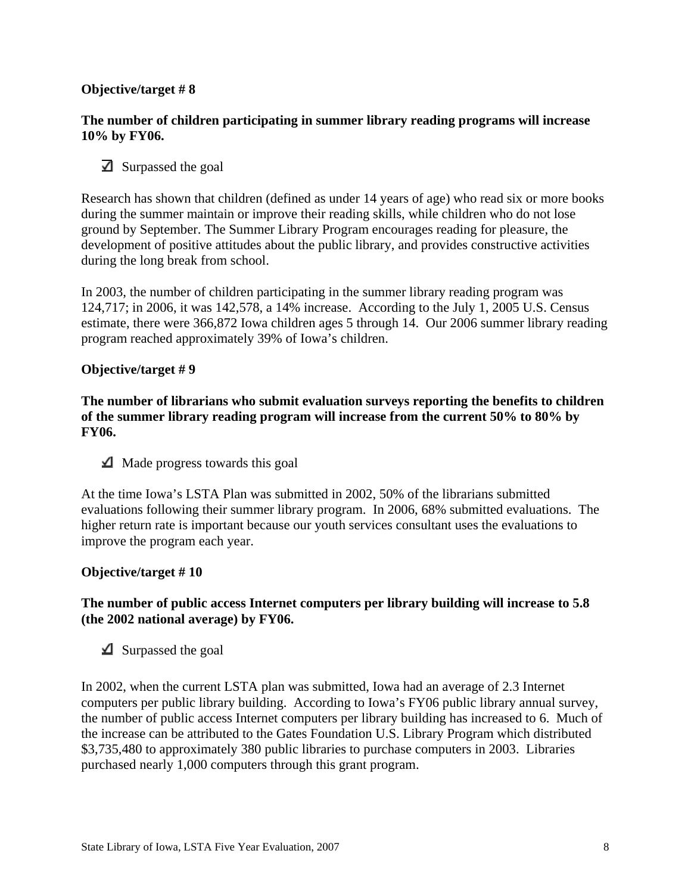**Objective/target # 8**

**The number of children participating in summer library reading programs will increase 10% by FY06.**

☑ Surpassed the goal

Research has shown that children (defined as under 14 years of age) who read six or more books during the summer maintain or improve their reading skills, while children who do not lose ground by September. The Summer Library Program encourages reading for pleasure, the development of positive attitudes about the public library, and provides constructive activities during the long break from school.

In 2003, the number of children participating in the summer library reading program was 124,717; in 2006, it was 142,578, a 14% increase. According to the July 1, 2005 U.S. Census estimate, there were 366,872 Iowa children ages 5 through 14. Our 2006 summer library reading program reached approximately 39% of Iowa's children.

**Objective/target # 9**

**The number of librarians who submit evaluation surveys reporting the benefits to children of the summer library reading program will increase from the current 50% to 80% by FY06.**

☑ Made progress towards this goal

At the time Iowa's LSTA Plan was submitted in 2002, 50% of the librarians submitted evaluations following their summer library program. In 2006, 68% submitted evaluations. The higher return rate is important because our youth services consultant uses the evaluations to improve the program each year.

**Objective/target # 10**

**The number of public access Internet computers per library building will increase to 5.8 (the 2002 national average) by FY06.**

☑ Surpassed the goal

In 2002, when the current LSTA plan was submitted, Iowa had an average of 2.3 Internet computers per public library building. According to Iowa's FY06 public library annual survey, the number of public access Internet computers per library building has increased to 6. Much of the increase can be attributed to the Gates Foundation U.S. Library Program which distributed $3,735,480 to approximately 380 public libraries to purchase computers in 2003. Libraries purchased nearly 1,000 computers through this grant program.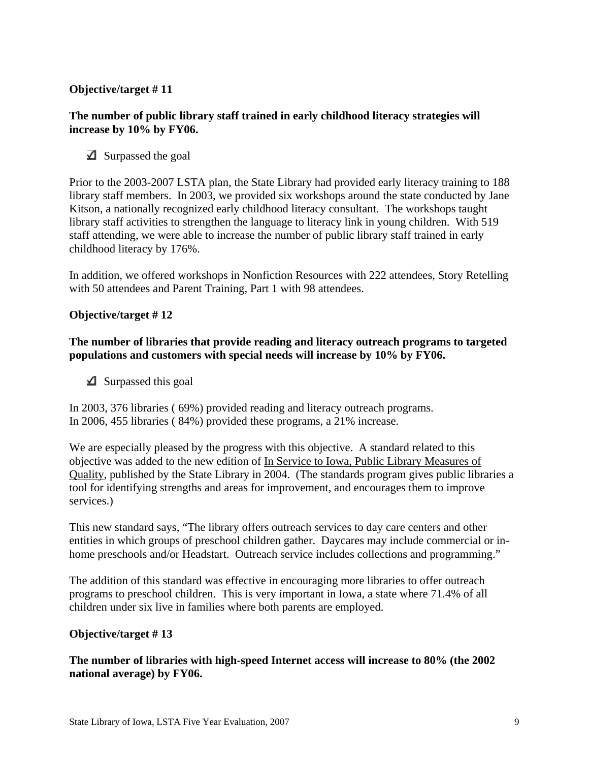**Objective/target # 11**

**The number of public library staff trained in early childhood literacy strategies will increase by 10% by FY06.**

☑ Surpassed the goal

Prior to the 2003-2007 LSTA plan, the State Library had provided early literacy training to 188 library staff members. In 2003, we provided six workshops around the state conducted by Jane Kitson, a nationally recognized early childhood literacy consultant. The workshops taught library staff activities to strengthen the language to literacy link in young children. With 519 staff attending, we were able to increase the number of public library staff trained in early childhood literacy by 176%.

In addition, we offered workshops in Nonfiction Resources with 222 attendees, Story Retelling with 50 attendees and Parent Training, Part 1 with 98 attendees.

**Objective/target # 12**

**The number of libraries that provide reading and literacy outreach programs to targeted populations and customers with special needs will increase by 10% by FY06.**

☑ Surpassed this goal

In 2003, 376 libraries ( 69%) provided reading and literacy outreach programs.
In 2006, 455 libraries ( 84%) provided these programs, a 21% increase.

We are especially pleased by the progress with this objective. A standard related to this objective was added to the new edition of In Service to Iowa, Public Library Measures of Quality, published by the State Library in 2004. (The standards program gives public libraries a tool for identifying strengths and areas for improvement, and encourages them to improve services.)

This new standard says, "The library offers outreach services to day care centers and other entities in which groups of preschool children gather. Daycares may include commercial or in-home preschools and/or Headstart. Outreach service includes collections and programming."

The addition of this standard was effective in encouraging more libraries to offer outreach programs to preschool children. This is very important in Iowa, a state where 71.4% of all children under six live in families where both parents are employed.

**Objective/target # 13**

**The number of libraries with high-speed Internet access will increase to 80% (the 2002 national average) by FY06.**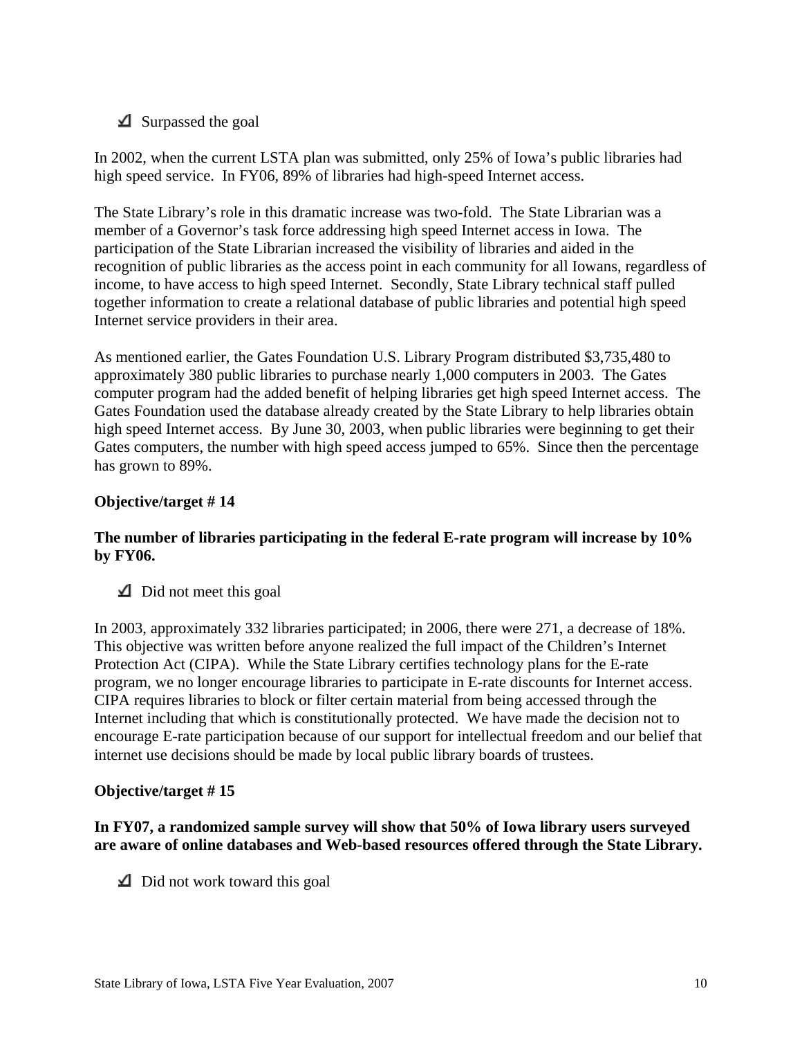☑ Surpassed the goal

In 2002, when the current LSTA plan was submitted, only 25% of Iowa's public libraries had high speed service. In FY06, 89% of libraries had high-speed Internet access.

The State Library's role in this dramatic increase was two-fold. The State Librarian was a member of a Governor's task force addressing high speed Internet access in Iowa. The participation of the State Librarian increased the visibility of libraries and aided in the recognition of public libraries as the access point in each community for all Iowans, regardless of income, to have access to high speed Internet. Secondly, State Library technical staff pulled together information to create a relational database of public libraries and potential high speed Internet service providers in their area.

As mentioned earlier, the Gates Foundation U.S. Library Program distributed $3,735,480 to approximately 380 public libraries to purchase nearly 1,000 computers in 2003. The Gates computer program had the added benefit of helping libraries get high speed Internet access. The Gates Foundation used the database already created by the State Library to help libraries obtain high speed Internet access. By June 30, 2003, when public libraries were beginning to get their Gates computers, the number with high speed access jumped to 65%. Since then the percentage has grown to 89%.

**Objective/target # 14**

**The number of libraries participating in the federal E-rate program will increase by 10% by FY06.**

☑ Did not meet this goal

In 2003, approximately 332 libraries participated; in 2006, there were 271, a decrease of 18%. This objective was written before anyone realized the full impact of the Children's Internet Protection Act (CIPA). While the State Library certifies technology plans for the E-rate program, we no longer encourage libraries to participate in E-rate discounts for Internet access. CIPA requires libraries to block or filter certain material from being accessed through the Internet including that which is constitutionally protected. We have made the decision not to encourage E-rate participation because of our support for intellectual freedom and our belief that internet use decisions should be made by local public library boards of trustees.

**Objective/target # 15**

**In FY07, a randomized sample survey will show that 50% of Iowa library users surveyed are aware of online databases and Web-based resources offered through the State Library.**

☑ Did not work toward this goal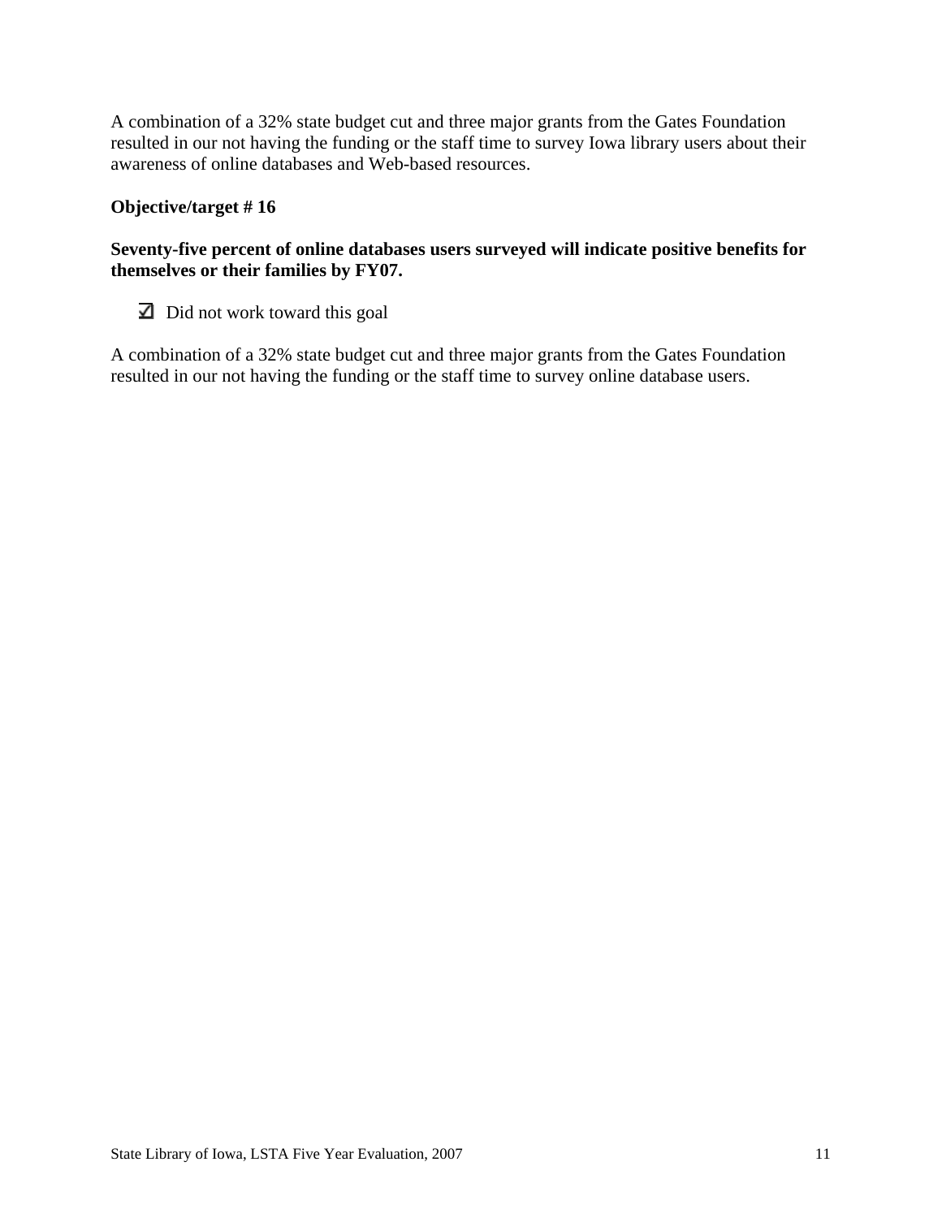A combination of a 32% state budget cut and three major grants from the Gates Foundation resulted in our not having the funding or the staff time to survey Iowa library users about their awareness of online databases and Web-based resources.

**Objective/target # 16**

**Seventy-five percent of online databases users surveyed will indicate positive benefits for themselves or their families by FY07.**

- ☑ Did not work toward this goal

A combination of a 32% state budget cut and three major grants from the Gates Foundation resulted in our not having the funding or the staff time to survey online database users.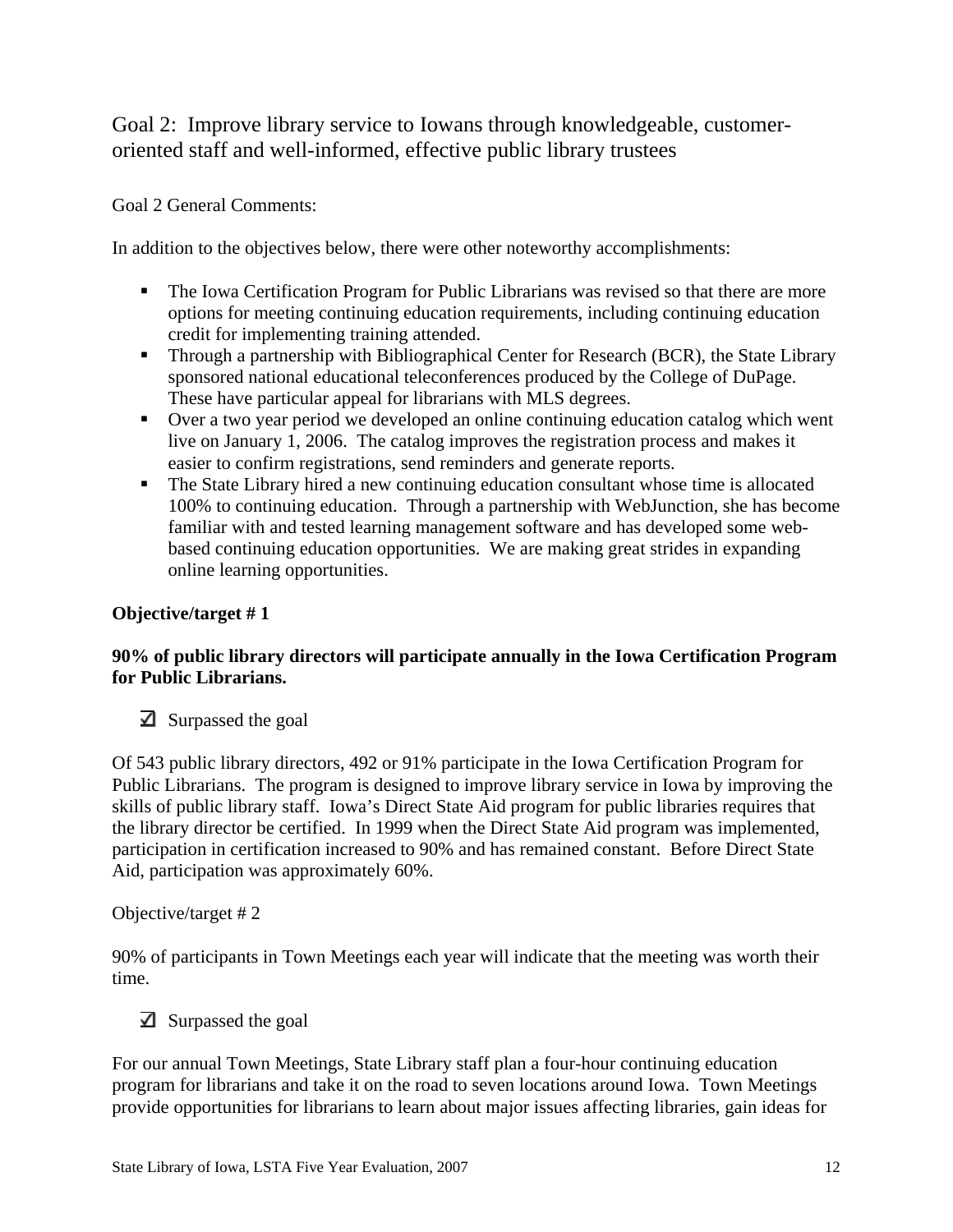## Goal 2: Improve library service to Iowans through knowledgeable, customer-oriented staff and well-informed, effective public library trustees

Goal 2 General Comments:

In addition to the objectives below, there were other noteworthy accomplishments:

- The Iowa Certification Program for Public Librarians was revised so that there are more options for meeting continuing education requirements, including continuing education credit for implementing training attended.
- Through a partnership with Bibliographical Center for Research (BCR), the State Library sponsored national educational teleconferences produced by the College of DuPage. These have particular appeal for librarians with MLS degrees.
- Over a two year period we developed an online continuing education catalog which went live on January 1, 2006. The catalog improves the registration process and makes it easier to confirm registrations, send reminders and generate reports.
- The State Library hired a new continuing education consultant whose time is allocated 100% to continuing education. Through a partnership with WebJunction, she has become familiar with and tested learning management software and has developed some web-based continuing education opportunities. We are making great strides in expanding online learning opportunities.

**Objective/target # 1**

**90% of public library directors will participate annually in the Iowa Certification Program for Public Librarians.**

☑ Surpassed the goal

Of 543 public library directors, 492 or 91% participate in the Iowa Certification Program for Public Librarians. The program is designed to improve library service in Iowa by improving the skills of public library staff. Iowa's Direct State Aid program for public libraries requires that the library director be certified. In 1999 when the Direct State Aid program was implemented, participation in certification increased to 90% and has remained constant. Before Direct State Aid, participation was approximately 60%.

Objective/target # 2

90% of participants in Town Meetings each year will indicate that the meeting was worth their time.

☑ Surpassed the goal

For our annual Town Meetings, State Library staff plan a four-hour continuing education program for librarians and take it on the road to seven locations around Iowa. Town Meetings provide opportunities for librarians to learn about major issues affecting libraries, gain ideas for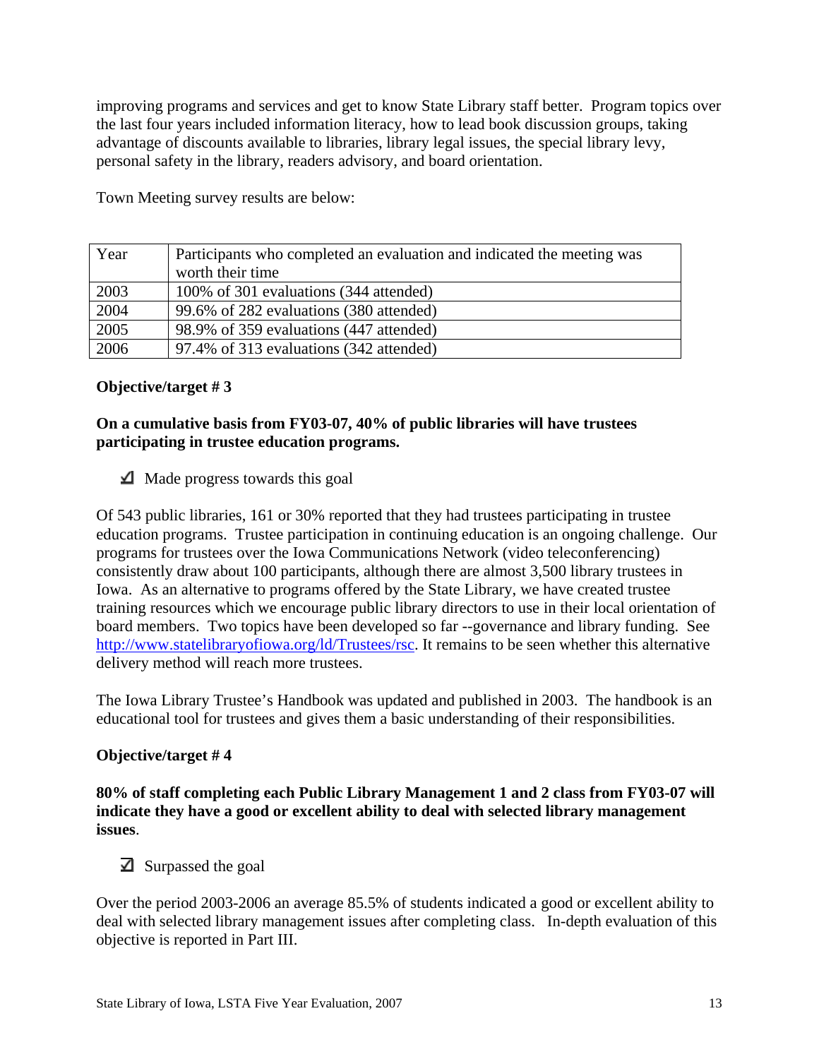improving programs and services and get to know State Library staff better. Program topics over the last four years included information literacy, how to lead book discussion groups, taking advantage of discounts available to libraries, library legal issues, the special library levy, personal safety in the library, readers advisory, and board orientation.

Town Meeting survey results are below:

| Year | Participants who completed an evaluation and indicated the meeting was worth their time |
|---|---|
| 2003 | 100% of 301 evaluations (344 attended) |
| 2004 | 99.6% of 282 evaluations (380 attended) |
| 2005 | 98.9% of 359 evaluations (447 attended) |
| 2006 | 97.4% of 313 evaluations (342 attended) |

**Objective/target # 3**

**On a cumulative basis from FY03-07, 40% of public libraries will have trustees participating in trustee education programs.**

☑ Made progress towards this goal

Of 543 public libraries, 161 or 30% reported that they had trustees participating in trustee education programs. Trustee participation in continuing education is an ongoing challenge. Our programs for trustees over the Iowa Communications Network (video teleconferencing) consistently draw about 100 participants, although there are almost 3,500 library trustees in Iowa. As an alternative to programs offered by the State Library, we have created trustee training resources which we encourage public library directors to use in their local orientation of board members. Two topics have been developed so far --governance and library funding. See http://www.statelibraryofiowa.org/ld/Trustees/rsc. It remains to be seen whether this alternative delivery method will reach more trustees.

The Iowa Library Trustee's Handbook was updated and published in 2003. The handbook is an educational tool for trustees and gives them a basic understanding of their responsibilities.

**Objective/target # 4**

**80% of staff completing each Public Library Management 1 and 2 class from FY03-07 will indicate they have a good or excellent ability to deal with selected library management issues**.

☑ Surpassed the goal

Over the period 2003-2006 an average 85.5% of students indicated a good or excellent ability to deal with selected library management issues after completing class. In-depth evaluation of this objective is reported in Part III.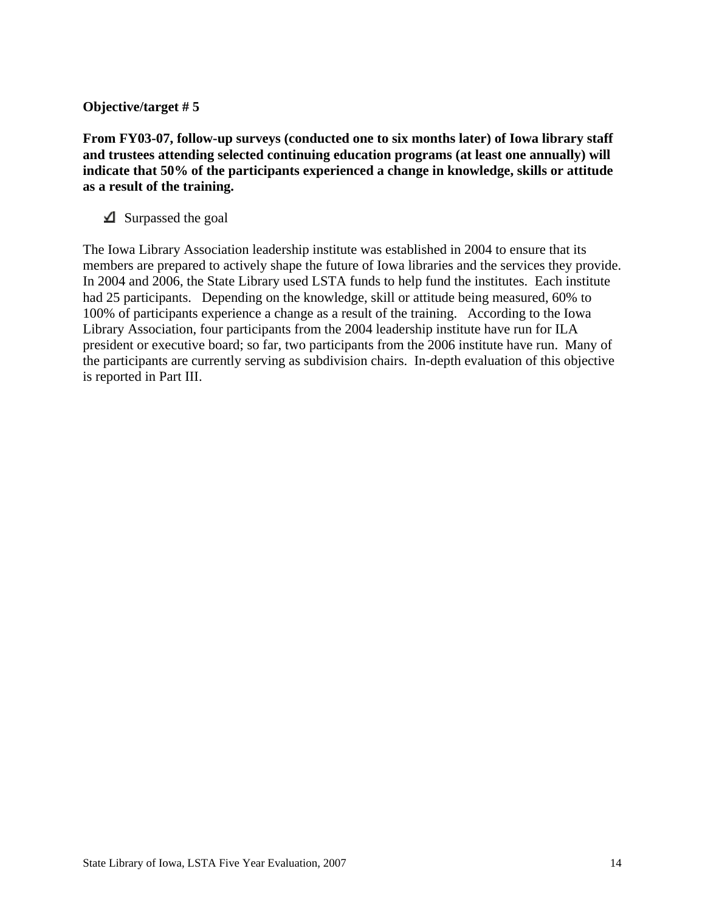**Objective/target # 5**

**From FY03-07, follow-up surveys (conducted one to six months later) of Iowa library staff and trustees attending selected continuing education programs (at least one annually) will indicate that 50% of the participants experienced a change in knowledge, skills or attitude as a result of the training.**

- ☑ Surpassed the goal

The Iowa Library Association leadership institute was established in 2004 to ensure that its members are prepared to actively shape the future of Iowa libraries and the services they provide. In 2004 and 2006, the State Library used LSTA funds to help fund the institutes. Each institute had 25 participants. Depending on the knowledge, skill or attitude being measured, 60% to 100% of participants experience a change as a result of the training. According to the Iowa Library Association, four participants from the 2004 leadership institute have run for ILA president or executive board; so far, two participants from the 2006 institute have run. Many of the participants are currently serving as subdivision chairs. In-depth evaluation of this objective is reported in Part III.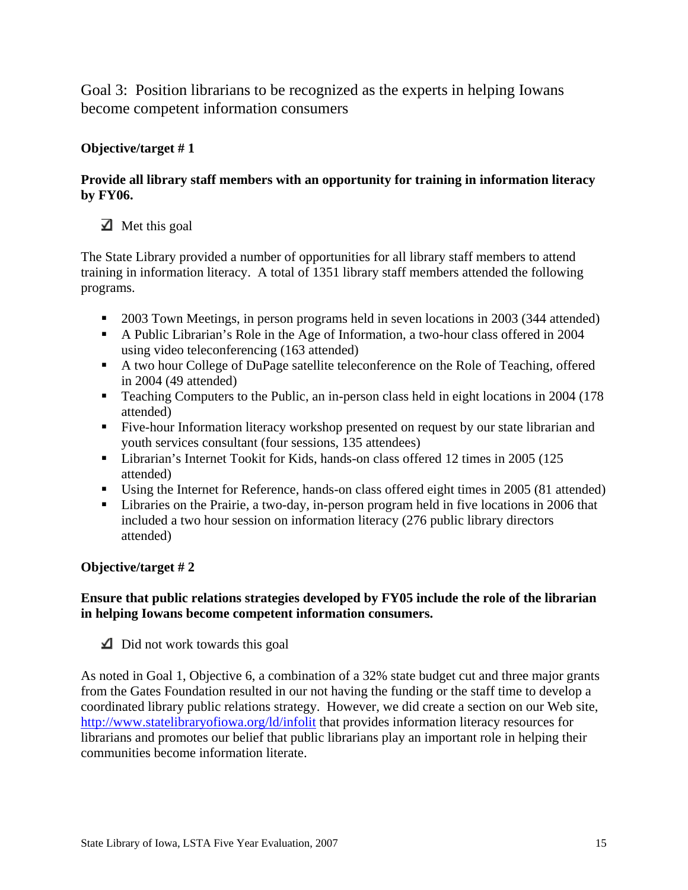## Goal 3: Position librarians to be recognized as the experts in helping Iowans become competent information consumers

**Objective/target # 1**

**Provide all library staff members with an opportunity for training in information literacy by FY06.**

☑ Met this goal

The State Library provided a number of opportunities for all library staff members to attend training in information literacy. A total of 1351 library staff members attended the following programs.

- 2003 Town Meetings, in person programs held in seven locations in 2003 (344 attended)
- A Public Librarian's Role in the Age of Information, a two-hour class offered in 2004 using video teleconferencing (163 attended)
- A two hour College of DuPage satellite teleconference on the Role of Teaching, offered in 2004 (49 attended)
- Teaching Computers to the Public, an in-person class held in eight locations in 2004 (178 attended)
- Five-hour Information literacy workshop presented on request by our state librarian and youth services consultant (four sessions, 135 attendees)
- Librarian's Internet Tookit for Kids, hands-on class offered 12 times in 2005 (125 attended)
- Using the Internet for Reference, hands-on class offered eight times in 2005 (81 attended)
- Libraries on the Prairie, a two-day, in-person program held in five locations in 2006 that included a two hour session on information literacy (276 public library directors attended)

**Objective/target # 2**

**Ensure that public relations strategies developed by FY05 include the role of the librarian in helping Iowans become competent information consumers.**

☑ Did not work towards this goal

As noted in Goal 1, Objective 6, a combination of a 32% state budget cut and three major grants from the Gates Foundation resulted in our not having the funding or the staff time to develop a coordinated library public relations strategy. However, we did create a section on our Web site, http://www.statelibraryofiowa.org/ld/infolit that provides information literacy resources for librarians and promotes our belief that public librarians play an important role in helping their communities become information literate.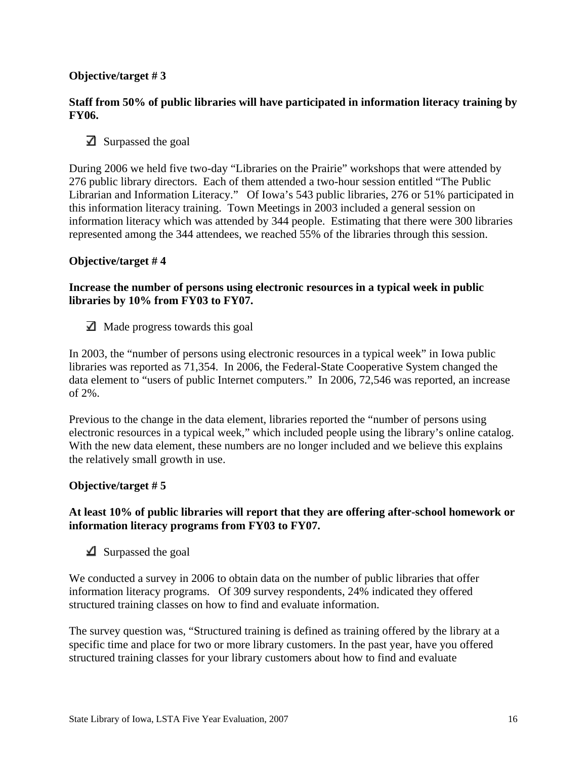**Objective/target # 3**

**Staff from 50% of public libraries will have participated in information literacy training by FY06.**

☑ Surpassed the goal

During 2006 we held five two-day "Libraries on the Prairie" workshops that were attended by 276 public library directors. Each of them attended a two-hour session entitled "The Public Librarian and Information Literacy." Of Iowa's 543 public libraries, 276 or 51% participated in this information literacy training. Town Meetings in 2003 included a general session on information literacy which was attended by 344 people. Estimating that there were 300 libraries represented among the 344 attendees, we reached 55% of the libraries through this session.

**Objective/target # 4**

**Increase the number of persons using electronic resources in a typical week in public libraries by 10% from FY03 to FY07.**

☑ Made progress towards this goal

In 2003, the "number of persons using electronic resources in a typical week" in Iowa public libraries was reported as 71,354. In 2006, the Federal-State Cooperative System changed the data element to "users of public Internet computers." In 2006, 72,546 was reported, an increase of 2%.

Previous to the change in the data element, libraries reported the "number of persons using electronic resources in a typical week," which included people using the library's online catalog. With the new data element, these numbers are no longer included and we believe this explains the relatively small growth in use.

**Objective/target # 5**

**At least 10% of public libraries will report that they are offering after-school homework or information literacy programs from FY03 to FY07.**

☑ Surpassed the goal

We conducted a survey in 2006 to obtain data on the number of public libraries that offer information literacy programs. Of 309 survey respondents, 24% indicated they offered structured training classes on how to find and evaluate information.

The survey question was, "Structured training is defined as training offered by the library at a specific time and place for two or more library customers. In the past year, have you offered structured training classes for your library customers about how to find and evaluate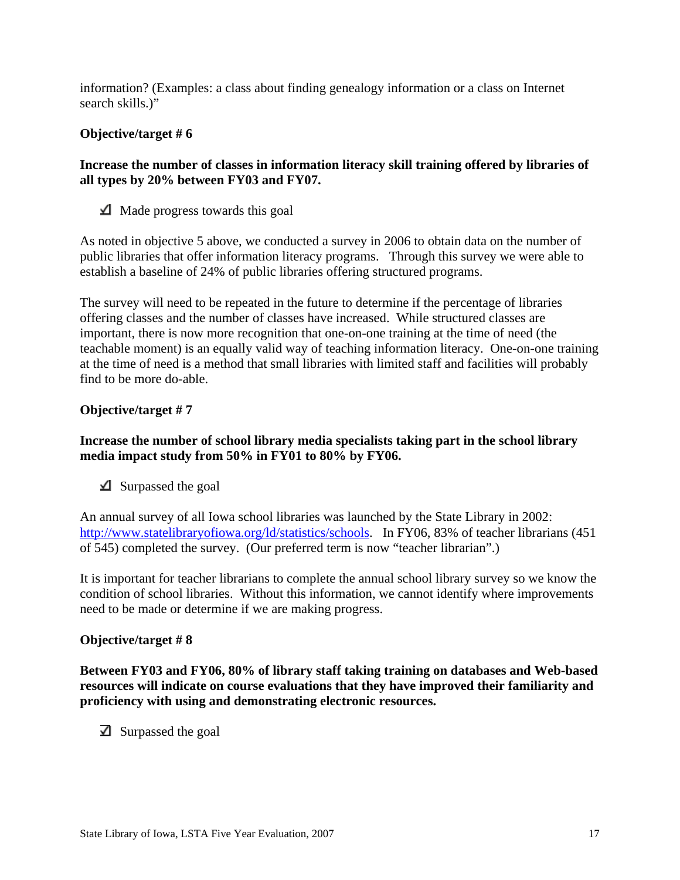information? (Examples: a class about finding genealogy information or a class on Internet search skills.)"

**Objective/target # 6**

**Increase the number of classes in information literacy skill training offered by libraries of all types by 20% between FY03 and FY07.**

☑ Made progress towards this goal

As noted in objective 5 above, we conducted a survey in 2006 to obtain data on the number of public libraries that offer information literacy programs. Through this survey we were able to establish a baseline of 24% of public libraries offering structured programs.

The survey will need to be repeated in the future to determine if the percentage of libraries offering classes and the number of classes have increased. While structured classes are important, there is now more recognition that one-on-one training at the time of need (the teachable moment) is an equally valid way of teaching information literacy. One-on-one training at the time of need is a method that small libraries with limited staff and facilities will probably find to be more do-able.

**Objective/target # 7**

**Increase the number of school library media specialists taking part in the school library media impact study from 50% in FY01 to 80% by FY06.**

☑ Surpassed the goal

An annual survey of all Iowa school libraries was launched by the State Library in 2002: http://www.statelibraryofiowa.org/ld/statistics/schools. In FY06, 83% of teacher librarians (451 of 545) completed the survey. (Our preferred term is now "teacher librarian".)

It is important for teacher librarians to complete the annual school library survey so we know the condition of school libraries. Without this information, we cannot identify where improvements need to be made or determine if we are making progress.

**Objective/target # 8**

**Between FY03 and FY06, 80% of library staff taking training on databases and Web-based resources will indicate on course evaluations that they have improved their familiarity and proficiency with using and demonstrating electronic resources.**

☑ Surpassed the goal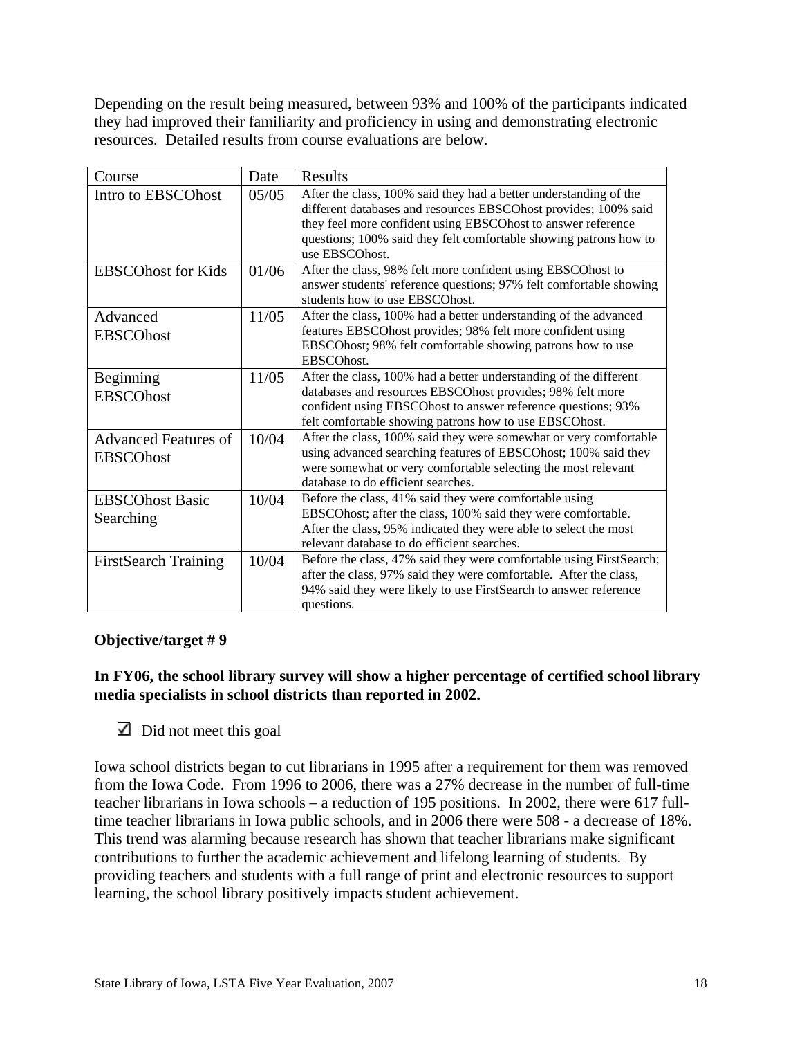Depending on the result being measured, between 93% and 100% of the participants indicated they had improved their familiarity and proficiency in using and demonstrating electronic resources. Detailed results from course evaluations are below.

| Course | Date | Results |
| --- | --- | --- |
| Intro to EBSCOhost | 05/05 | After the class, 100% said they had a better understanding of the different databases and resources EBSCOhost provides; 100% said they feel more confident using EBSCOhost to answer reference questions; 100% said they felt comfortable showing patrons how to use EBSCOhost. |
| EBSCOhost for Kids | 01/06 | After the class, 98% felt more confident using EBSCOhost to answer students' reference questions; 97% felt comfortable showing students how to use EBSCOhost. |
| Advanced EBSCOhost | 11/05 | After the class, 100% had a better understanding of the advanced features EBSCOhost provides; 98% felt more confident using EBSCOhost; 98% felt comfortable showing patrons how to use EBSCOhost. |
| Beginning EBSCOhost | 11/05 | After the class, 100% had a better understanding of the different databases and resources EBSCOhost provides; 98% felt more confident using EBSCOhost to answer reference questions; 93% felt comfortable showing patrons how to use EBSCOhost. |
| Advanced Features of EBSCOhost | 10/04 | After the class, 100% said they were somewhat or very comfortable using advanced searching features of EBSCOhost; 100% said they were somewhat or very comfortable selecting the most relevant database to do efficient searches. |
| EBSCOhost Basic Searching | 10/04 | Before the class, 41% said they were comfortable using EBSCOhost; after the class, 100% said they were comfortable. After the class, 95% indicated they were able to select the most relevant database to do efficient searches. |
| FirstSearch Training | 10/04 | Before the class, 47% said they were comfortable using FirstSearch; after the class, 97% said they were comfortable. After the class, 94% said they were likely to use FirstSearch to answer reference questions. |

**Objective/target # 9**

**In FY06, the school library survey will show a higher percentage of certified school library media specialists in school districts than reported in 2002.**

☑ Did not meet this goal

Iowa school districts began to cut librarians in 1995 after a requirement for them was removed from the Iowa Code. From 1996 to 2006, there was a 27% decrease in the number of full-time teacher librarians in Iowa schools – a reduction of 195 positions. In 2002, there were 617 full-time teacher librarians in Iowa public schools, and in 2006 there were 508 - a decrease of 18%. This trend was alarming because research has shown that teacher librarians make significant contributions to further the academic achievement and lifelong learning of students. By providing teachers and students with a full range of print and electronic resources to support learning, the school library positively impacts student achievement.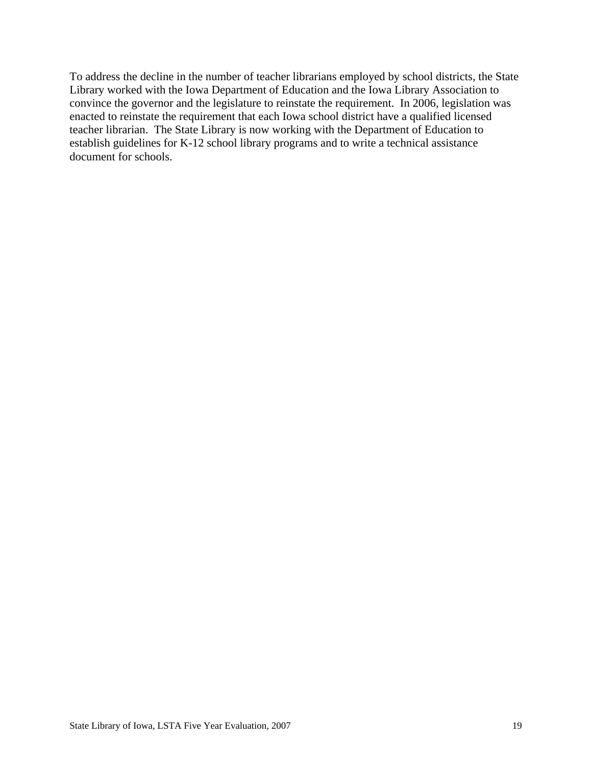To address the decline in the number of teacher librarians employed by school districts, the State Library worked with the Iowa Department of Education and the Iowa Library Association to convince the governor and the legislature to reinstate the requirement. In 2006, legislation was enacted to reinstate the requirement that each Iowa school district have a qualified licensed teacher librarian. The State Library is now working with the Department of Education to establish guidelines for K-12 school library programs and to write a technical assistance document for schools.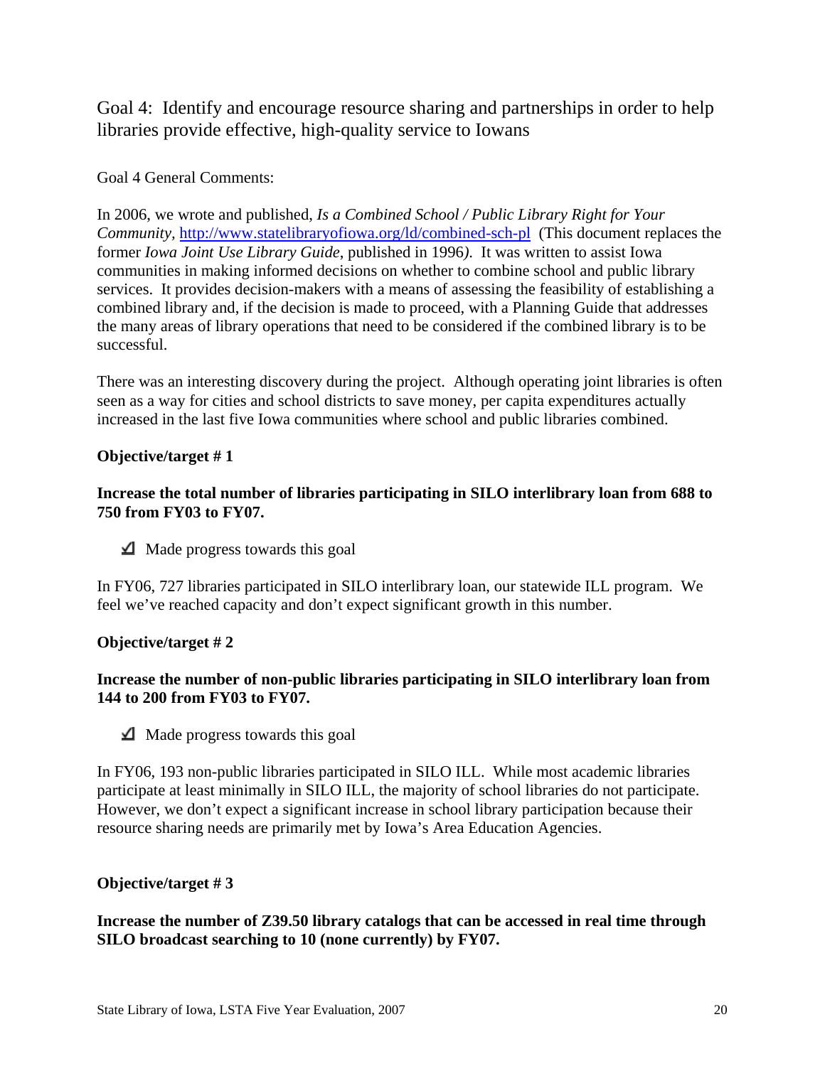## Goal 4: Identify and encourage resource sharing and partnerships in order to help libraries provide effective, high-quality service to Iowans

Goal 4 General Comments:

In 2006, we wrote and published, *Is a Combined School / Public Library Right for Your Community*, http://www.statelibraryofiowa.org/ld/combined-sch-pl (This document replaces the former *Iowa Joint Use Library Guide*, published in 1996*).* It was written to assist Iowa communities in making informed decisions on whether to combine school and public library services. It provides decision-makers with a means of assessing the feasibility of establishing a combined library and, if the decision is made to proceed, with a Planning Guide that addresses the many areas of library operations that need to be considered if the combined library is to be successful.

There was an interesting discovery during the project. Although operating joint libraries is often seen as a way for cities and school districts to save money, per capita expenditures actually increased in the last five Iowa communities where school and public libraries combined.

**Objective/target # 1**

**Increase the total number of libraries participating in SILO interlibrary loan from 688 to 750 from FY03 to FY07.**

☑ Made progress towards this goal

In FY06, 727 libraries participated in SILO interlibrary loan, our statewide ILL program. We feel we've reached capacity and don't expect significant growth in this number.

**Objective/target # 2**

**Increase the number of non-public libraries participating in SILO interlibrary loan from 144 to 200 from FY03 to FY07.**

☑ Made progress towards this goal

In FY06, 193 non-public libraries participated in SILO ILL. While most academic libraries participate at least minimally in SILO ILL, the majority of school libraries do not participate. However, we don't expect a significant increase in school library participation because their resource sharing needs are primarily met by Iowa's Area Education Agencies.

**Objective/target # 3**

**Increase the number of Z39.50 library catalogs that can be accessed in real time through SILO broadcast searching to 10 (none currently) by FY07.**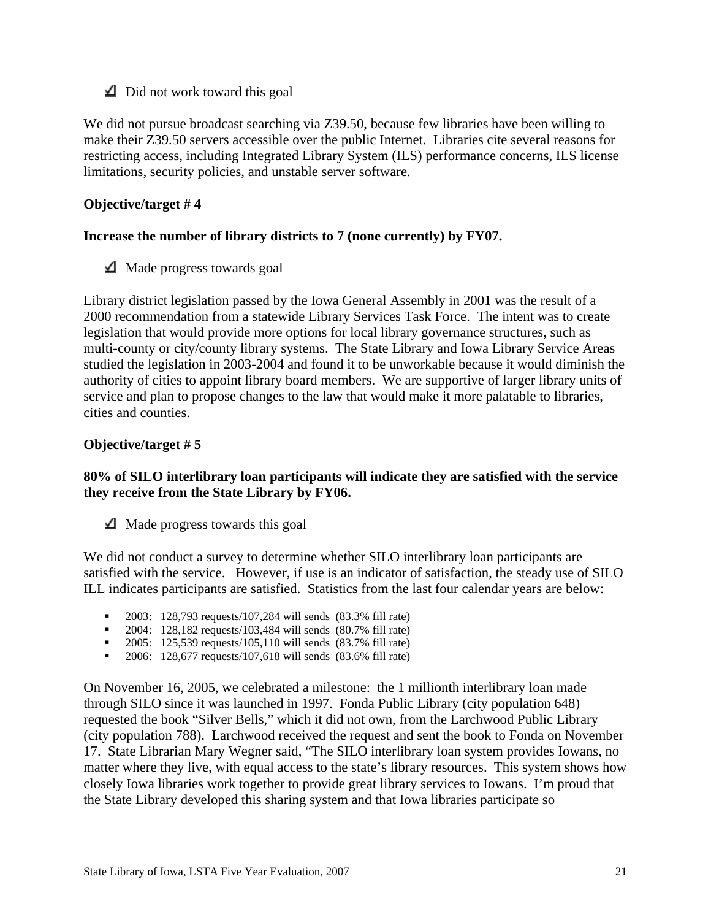☑ Did not work toward this goal

We did not pursue broadcast searching via Z39.50, because few libraries have been willing to make their Z39.50 servers accessible over the public Internet. Libraries cite several reasons for restricting access, including Integrated Library System (ILS) performance concerns, ILS license limitations, security policies, and unstable server software.

**Objective/target # 4**

**Increase the number of library districts to 7 (none currently) by FY07.**

☑ Made progress towards goal

Library district legislation passed by the Iowa General Assembly in 2001 was the result of a 2000 recommendation from a statewide Library Services Task Force. The intent was to create legislation that would provide more options for local library governance structures, such as multi-county or city/county library systems. The State Library and Iowa Library Service Areas studied the legislation in 2003-2004 and found it to be unworkable because it would diminish the authority of cities to appoint library board members. We are supportive of larger library units of service and plan to propose changes to the law that would make it more palatable to libraries, cities and counties.

**Objective/target # 5**

**80% of SILO interlibrary loan participants will indicate they are satisfied with the service they receive from the State Library by FY06.**

☑ Made progress towards this goal

We did not conduct a survey to determine whether SILO interlibrary loan participants are satisfied with the service. However, if use is an indicator of satisfaction, the steady use of SILO ILL indicates participants are satisfied. Statistics from the last four calendar years are below:

- 2003: 128,793 requests/107,284 will sends (83.3% fill rate)
- 2004: 128,182 requests/103,484 will sends (80.7% fill rate)
- 2005: 125,539 requests/105,110 will sends (83.7% fill rate)
- 2006: 128,677 requests/107,618 will sends (83.6% fill rate)

On November 16, 2005, we celebrated a milestone: the 1 millionth interlibrary loan made through SILO since it was launched in 1997. Fonda Public Library (city population 648) requested the book "Silver Bells," which it did not own, from the Larchwood Public Library (city population 788). Larchwood received the request and sent the book to Fonda on November 17. State Librarian Mary Wegner said, "The SILO interlibrary loan system provides Iowans, no matter where they live, with equal access to the state's library resources. This system shows how closely Iowa libraries work together to provide great library services to Iowans. I'm proud that the State Library developed this sharing system and that Iowa libraries participate so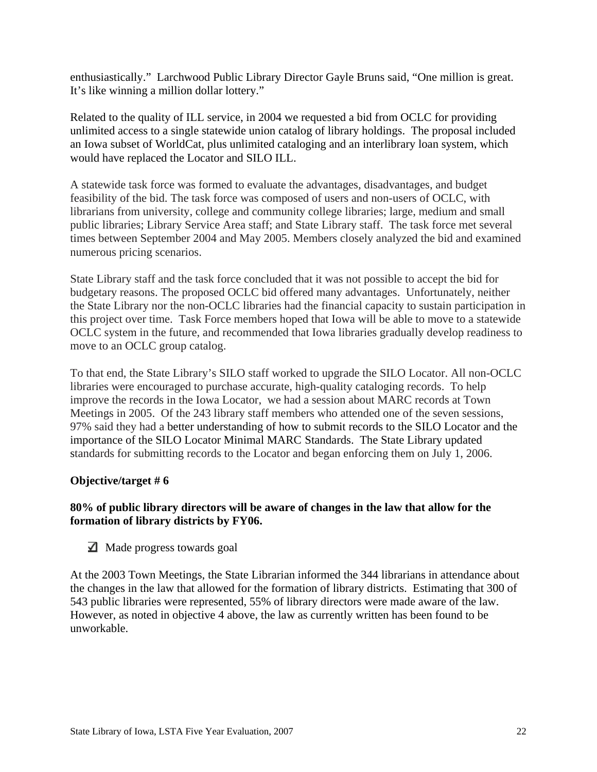enthusiastically." Larchwood Public Library Director Gayle Bruns said, "One million is great. It's like winning a million dollar lottery."

Related to the quality of ILL service, in 2004 we requested a bid from OCLC for providing unlimited access to a single statewide union catalog of library holdings. The proposal included an Iowa subset of WorldCat, plus unlimited cataloging and an interlibrary loan system, which would have replaced the Locator and SILO ILL.

A statewide task force was formed to evaluate the advantages, disadvantages, and budget feasibility of the bid. The task force was composed of users and non-users of OCLC, with librarians from university, college and community college libraries; large, medium and small public libraries; Library Service Area staff; and State Library staff. The task force met several times between September 2004 and May 2005. Members closely analyzed the bid and examined numerous pricing scenarios.

State Library staff and the task force concluded that it was not possible to accept the bid for budgetary reasons. The proposed OCLC bid offered many advantages. Unfortunately, neither the State Library nor the non-OCLC libraries had the financial capacity to sustain participation in this project over time. Task Force members hoped that Iowa will be able to move to a statewide OCLC system in the future, and recommended that Iowa libraries gradually develop readiness to move to an OCLC group catalog.

To that end, the State Library's SILO staff worked to upgrade the SILO Locator. All non-OCLC libraries were encouraged to purchase accurate, high-quality cataloging records. To help improve the records in the Iowa Locator, we had a session about MARC records at Town Meetings in 2005. Of the 243 library staff members who attended one of the seven sessions, 97% said they had a better understanding of how to submit records to the SILO Locator and the importance of the SILO Locator Minimal MARC Standards. The State Library updated standards for submitting records to the Locator and began enforcing them on July 1, 2006.

**Objective/target # 6**

**80% of public library directors will be aware of changes in the law that allow for the formation of library districts by FY06.**

☑ Made progress towards goal

At the 2003 Town Meetings, the State Librarian informed the 344 librarians in attendance about the changes in the law that allowed for the formation of library districts. Estimating that 300 of 543 public libraries were represented, 55% of library directors were made aware of the law. However, as noted in objective 4 above, the law as currently written has been found to be unworkable.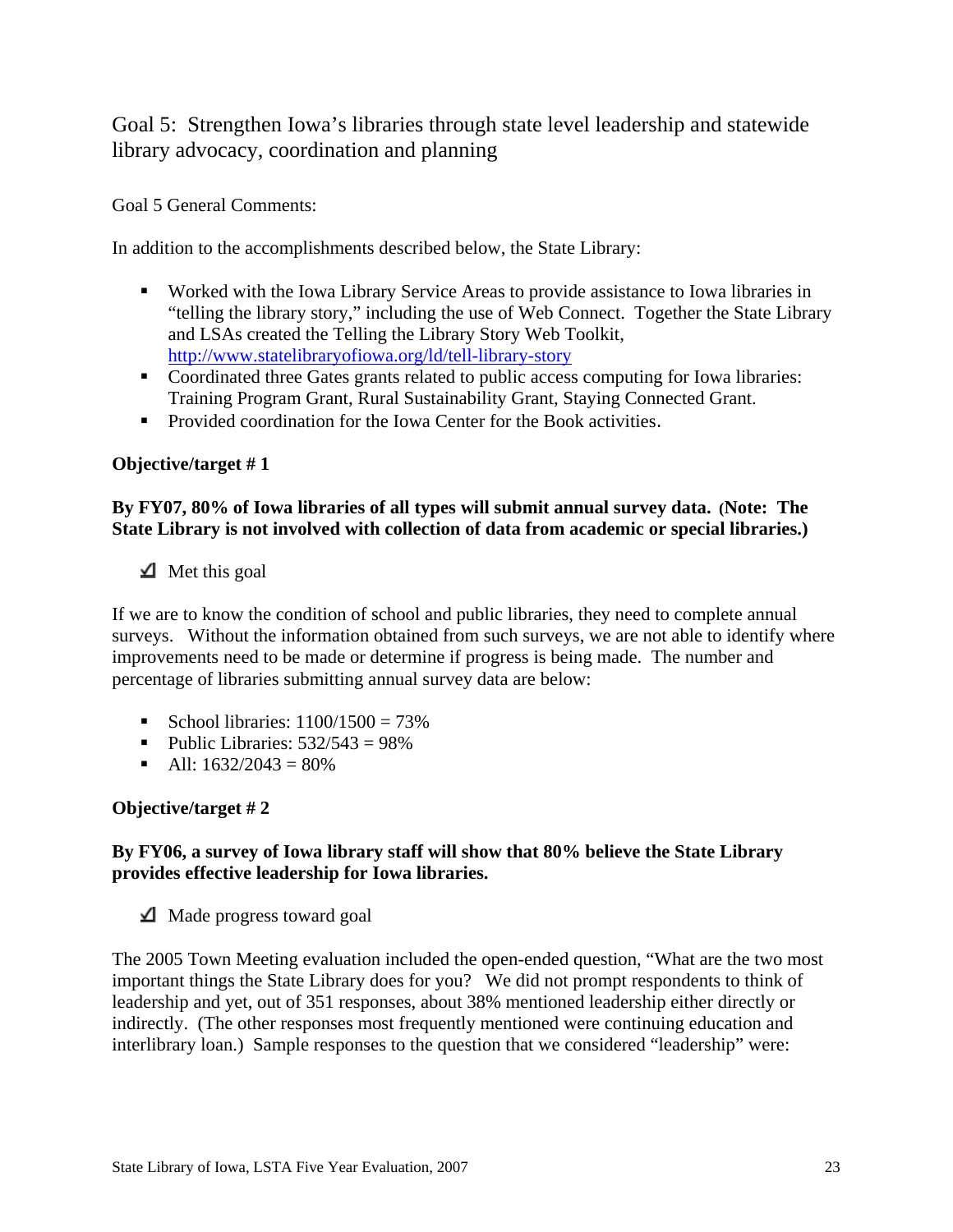## Goal 5: Strengthen Iowa's libraries through state level leadership and statewide library advocacy, coordination and planning

Goal 5 General Comments:

In addition to the accomplishments described below, the State Library:

- Worked with the Iowa Library Service Areas to provide assistance to Iowa libraries in "telling the library story," including the use of Web Connect. Together the State Library and LSAs created the Telling the Library Story Web Toolkit, http://www.statelibraryofiowa.org/ld/tell-library-story
- Coordinated three Gates grants related to public access computing for Iowa libraries: Training Program Grant, Rural Sustainability Grant, Staying Connected Grant.
- Provided coordination for the Iowa Center for the Book activities.

**Objective/target # 1**

**By FY07, 80% of Iowa libraries of all types will submit annual survey data. (Note: The State Library is not involved with collection of data from academic or special libraries.)**

☑ Met this goal

If we are to know the condition of school and public libraries, they need to complete annual surveys. Without the information obtained from such surveys, we are not able to identify where improvements need to be made or determine if progress is being made. The number and percentage of libraries submitting annual survey data are below:

- School libraries: 1100/1500 = 73%
- Public Libraries: 532/543 = 98%
- All: 1632/2043 = 80%

**Objective/target # 2**

**By FY06, a survey of Iowa library staff will show that 80% believe the State Library provides effective leadership for Iowa libraries.**

☑ Made progress toward goal

The 2005 Town Meeting evaluation included the open-ended question, "What are the two most important things the State Library does for you? We did not prompt respondents to think of leadership and yet, out of 351 responses, about 38% mentioned leadership either directly or indirectly. (The other responses most frequently mentioned were continuing education and interlibrary loan.) Sample responses to the question that we considered "leadership" were: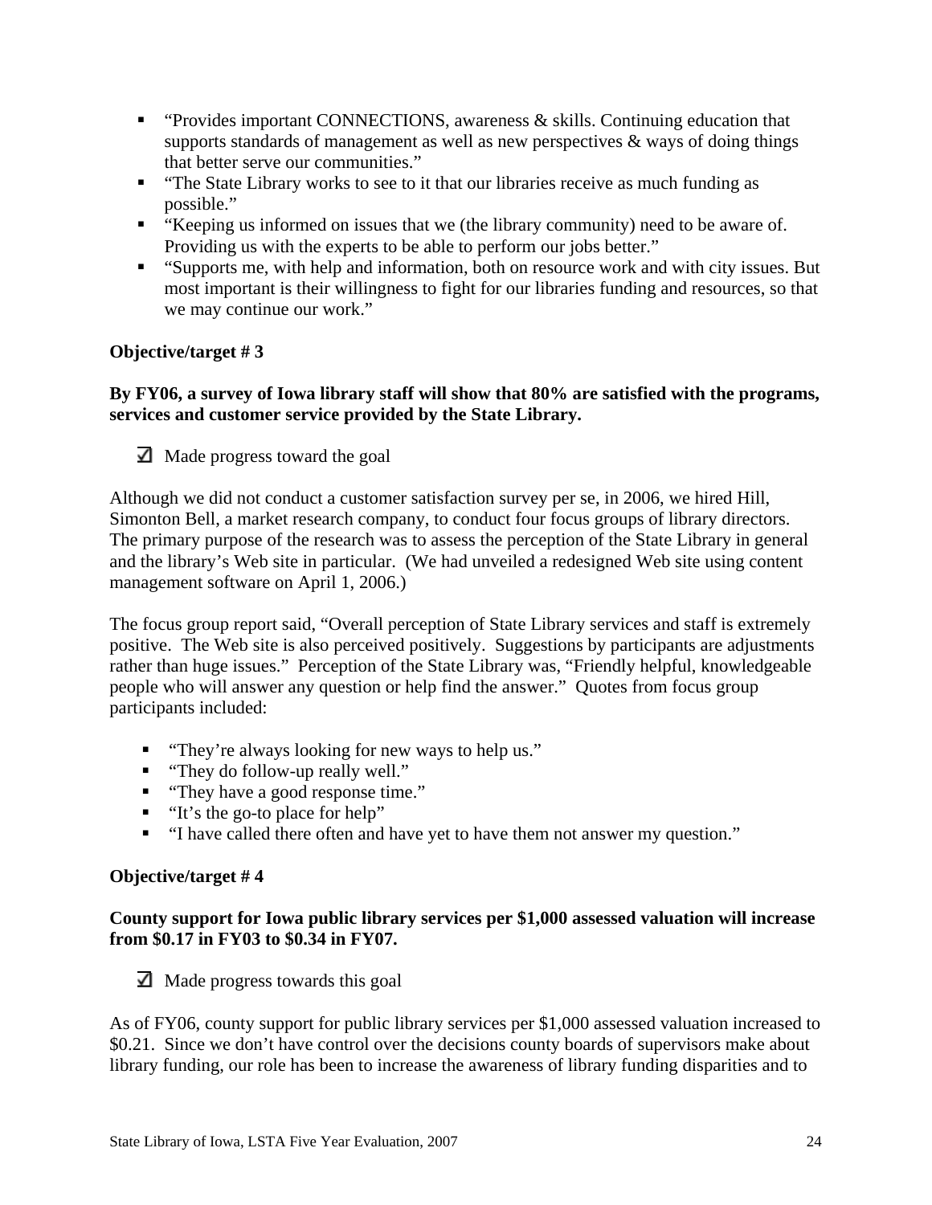- "Provides important CONNECTIONS, awareness & skills. Continuing education that supports standards of management as well as new perspectives & ways of doing things that better serve our communities."
- "The State Library works to see to it that our libraries receive as much funding as possible."
- "Keeping us informed on issues that we (the library community) need to be aware of. Providing us with the experts to be able to perform our jobs better."
- "Supports me, with help and information, both on resource work and with city issues. But most important is their willingness to fight for our libraries funding and resources, so that we may continue our work."

**Objective/target # 3**

**By FY06, a survey of Iowa library staff will show that 80% are satisfied with the programs, services and customer service provided by the State Library.**

☑ Made progress toward the goal

Although we did not conduct a customer satisfaction survey per se, in 2006, we hired Hill, Simonton Bell, a market research company, to conduct four focus groups of library directors. The primary purpose of the research was to assess the perception of the State Library in general and the library's Web site in particular. (We had unveiled a redesigned Web site using content management software on April 1, 2006.)

The focus group report said, "Overall perception of State Library services and staff is extremely positive. The Web site is also perceived positively. Suggestions by participants are adjustments rather than huge issues." Perception of the State Library was, "Friendly helpful, knowledgeable people who will answer any question or help find the answer." Quotes from focus group participants included:

- "They're always looking for new ways to help us."
- "They do follow-up really well."
- "They have a good response time."
- "It's the go-to place for help"
- "I have called there often and have yet to have them not answer my question."

**Objective/target # 4**

**County support for Iowa public library services per $1,000 assessed valuation will increase from $0.17 in FY03 to $0.34 in FY07.**

☑ Made progress towards this goal

As of FY06, county support for public library services per $1,000 assessed valuation increased to $0.21. Since we don't have control over the decisions county boards of supervisors make about library funding, our role has been to increase the awareness of library funding disparities and to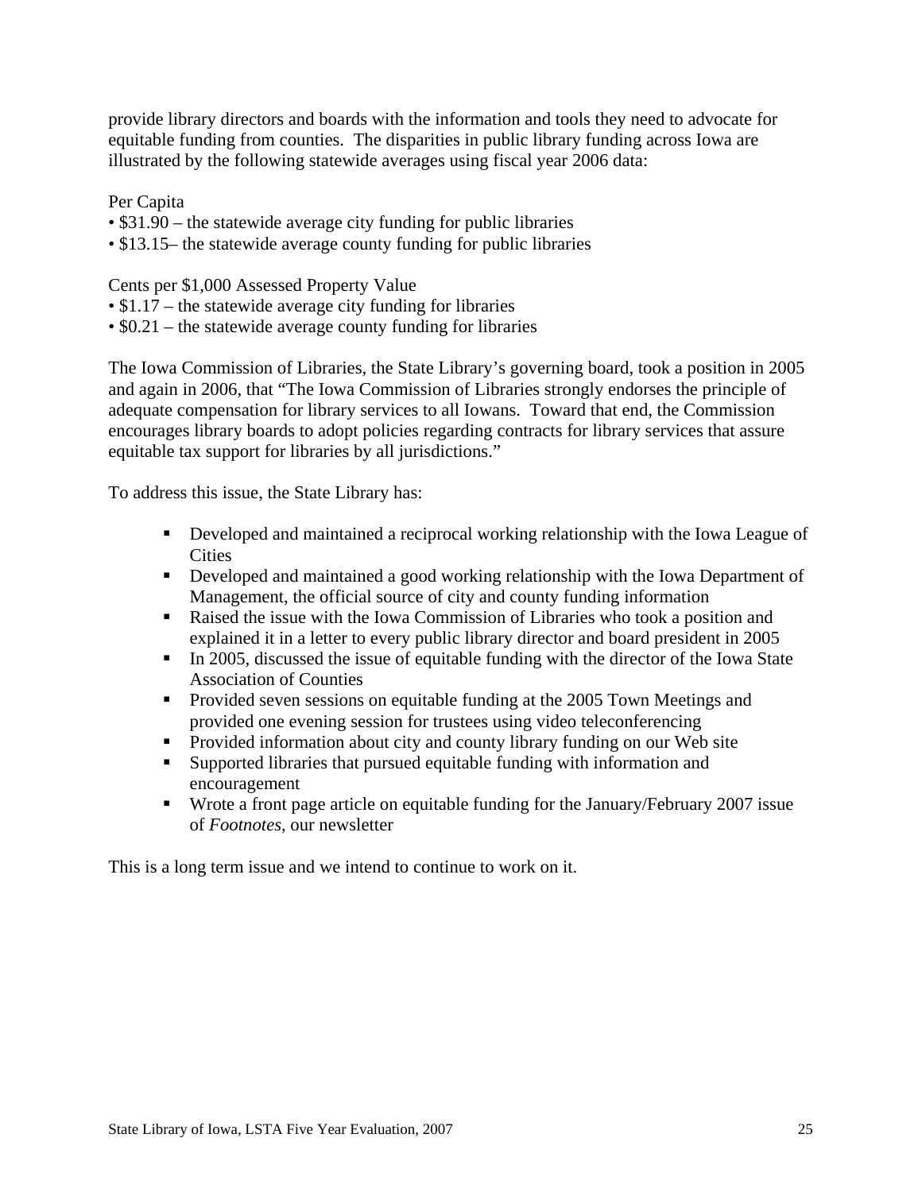provide library directors and boards with the information and tools they need to advocate for equitable funding from counties. The disparities in public library funding across Iowa are illustrated by the following statewide averages using fiscal year 2006 data:

Per Capita

- $31.90 – the statewide average city funding for public libraries
- $13.15– the statewide average county funding for public libraries

Cents per $1,000 Assessed Property Value

- $1.17 – the statewide average city funding for libraries
- $0.21 – the statewide average county funding for libraries

The Iowa Commission of Libraries, the State Library's governing board, took a position in 2005 and again in 2006, that "The Iowa Commission of Libraries strongly endorses the principle of adequate compensation for library services to all Iowans. Toward that end, the Commission encourages library boards to adopt policies regarding contracts for library services that assure equitable tax support for libraries by all jurisdictions."

To address this issue, the State Library has:

- Developed and maintained a reciprocal working relationship with the Iowa League of Cities
- Developed and maintained a good working relationship with the Iowa Department of Management, the official source of city and county funding information
- Raised the issue with the Iowa Commission of Libraries who took a position and explained it in a letter to every public library director and board president in 2005
- In 2005, discussed the issue of equitable funding with the director of the Iowa State Association of Counties
- Provided seven sessions on equitable funding at the 2005 Town Meetings and provided one evening session for trustees using video teleconferencing
- Provided information about city and county library funding on our Web site
- Supported libraries that pursued equitable funding with information and encouragement
- Wrote a front page article on equitable funding for the January/February 2007 issue of *Footnotes*, our newsletter

This is a long term issue and we intend to continue to work on it.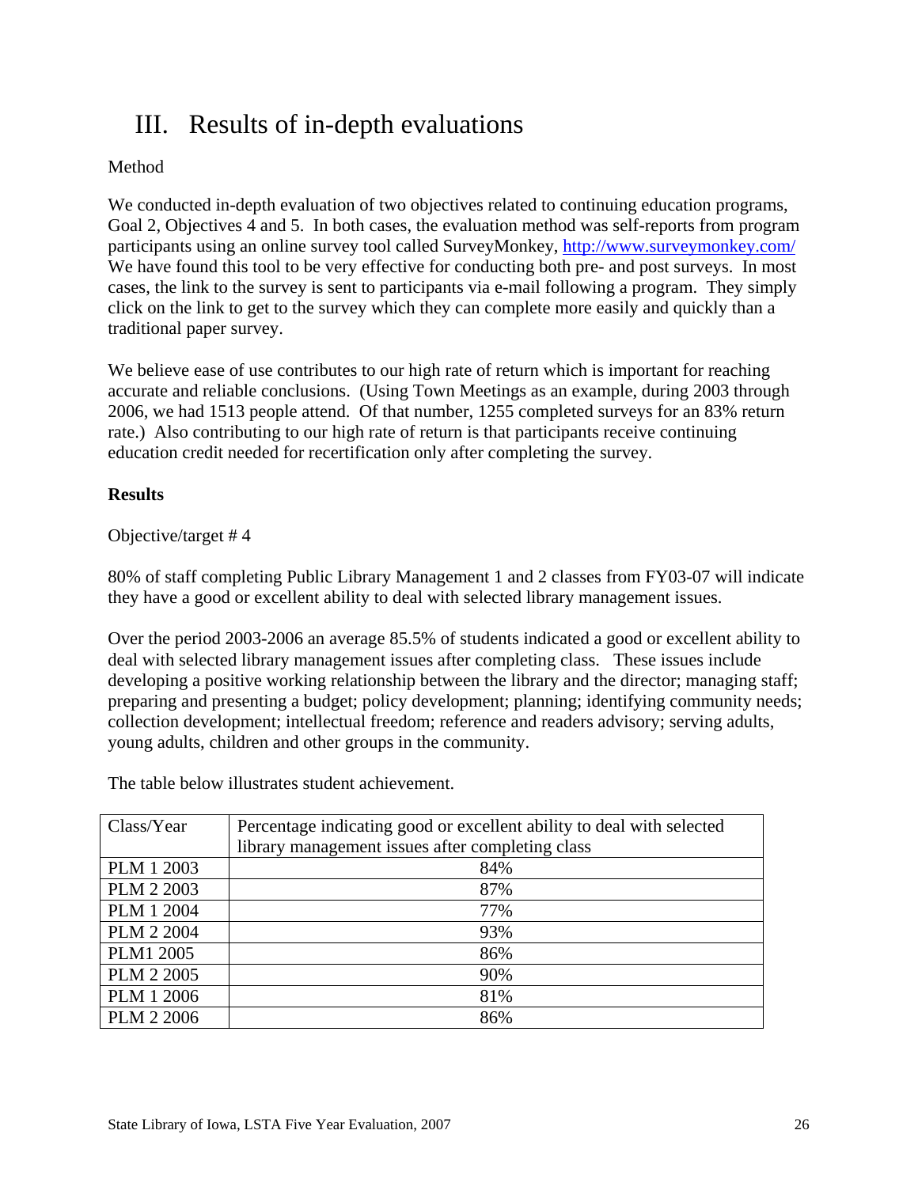# III. Results of in-depth evaluations

Method

We conducted in-depth evaluation of two objectives related to continuing education programs, Goal 2, Objectives 4 and 5. In both cases, the evaluation method was self-reports from program participants using an online survey tool called SurveyMonkey, http://www.surveymonkey.com/ We have found this tool to be very effective for conducting both pre- and post surveys. In most cases, the link to the survey is sent to participants via e-mail following a program. They simply click on the link to get to the survey which they can complete more easily and quickly than a traditional paper survey.

We believe ease of use contributes to our high rate of return which is important for reaching accurate and reliable conclusions. (Using Town Meetings as an example, during 2003 through 2006, we had 1513 people attend. Of that number, 1255 completed surveys for an 83% return rate.) Also contributing to our high rate of return is that participants receive continuing education credit needed for recertification only after completing the survey.

**Results**

Objective/target # 4

80% of staff completing Public Library Management 1 and 2 classes from FY03-07 will indicate they have a good or excellent ability to deal with selected library management issues.

Over the period 2003-2006 an average 85.5% of students indicated a good or excellent ability to deal with selected library management issues after completing class. These issues include developing a positive working relationship between the library and the director; managing staff; preparing and presenting a budget; policy development; planning; identifying community needs; collection development; intellectual freedom; reference and readers advisory; serving adults, young adults, children and other groups in the community.

The table below illustrates student achievement.

| Class/Year | Percentage indicating good or excellent ability to deal with selected library management issues after completing class |
|---|---|
| PLM 1 2003 | 84% |
| PLM 2 2003 | 87% |
| PLM 1 2004 | 77% |
| PLM 2 2004 | 93% |
| PLM1 2005 | 86% |
| PLM 2 2005 | 90% |
| PLM 1 2006 | 81% |
| PLM 2 2006 | 86% |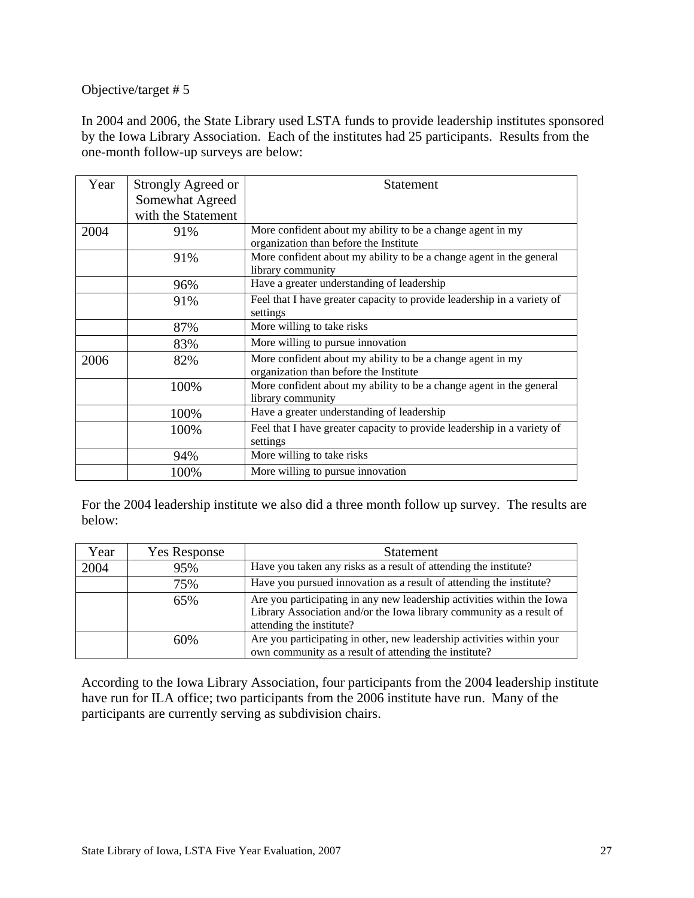Objective/target # 5

In 2004 and 2006, the State Library used LSTA funds to provide leadership institutes sponsored by the Iowa Library Association. Each of the institutes had 25 participants. Results from the one-month follow-up surveys are below:

| Year | Strongly Agreed or Somewhat Agreed with the Statement | Statement |
|---|---|---|
| 2004 | 91% | More confident about my ability to be a change agent in my organization than before the Institute |
| | 91% | More confident about my ability to be a change agent in the general library community |
| | 96% | Have a greater understanding of leadership |
| | 91% | Feel that I have greater capacity to provide leadership in a variety of settings |
| | 87% | More willing to take risks |
| | 83% | More willing to pursue innovation |
| 2006 | 82% | More confident about my ability to be a change agent in my organization than before the Institute |
| | 100% | More confident about my ability to be a change agent in the general library community |
| | 100% | Have a greater understanding of leadership |
| | 100% | Feel that I have greater capacity to provide leadership in a variety of settings |
| | 94% | More willing to take risks |
| | 100% | More willing to pursue innovation |

For the 2004 leadership institute we also did a three month follow up survey. The results are below:

| Year | Yes Response | Statement |
|---|---|---|
| 2004 | 95% | Have you taken any risks as a result of attending the institute? |
| | 75% | Have you pursued innovation as a result of attending the institute? |
| | 65% | Are you participating in any new leadership activities within the Iowa Library Association and/or the Iowa library community as a result of attending the institute? |
| | 60% | Are you participating in other, new leadership activities within your own community as a result of attending the institute? |

According to the Iowa Library Association, four participants from the 2004 leadership institute have run for ILA office; two participants from the 2006 institute have run. Many of the participants are currently serving as subdivision chairs.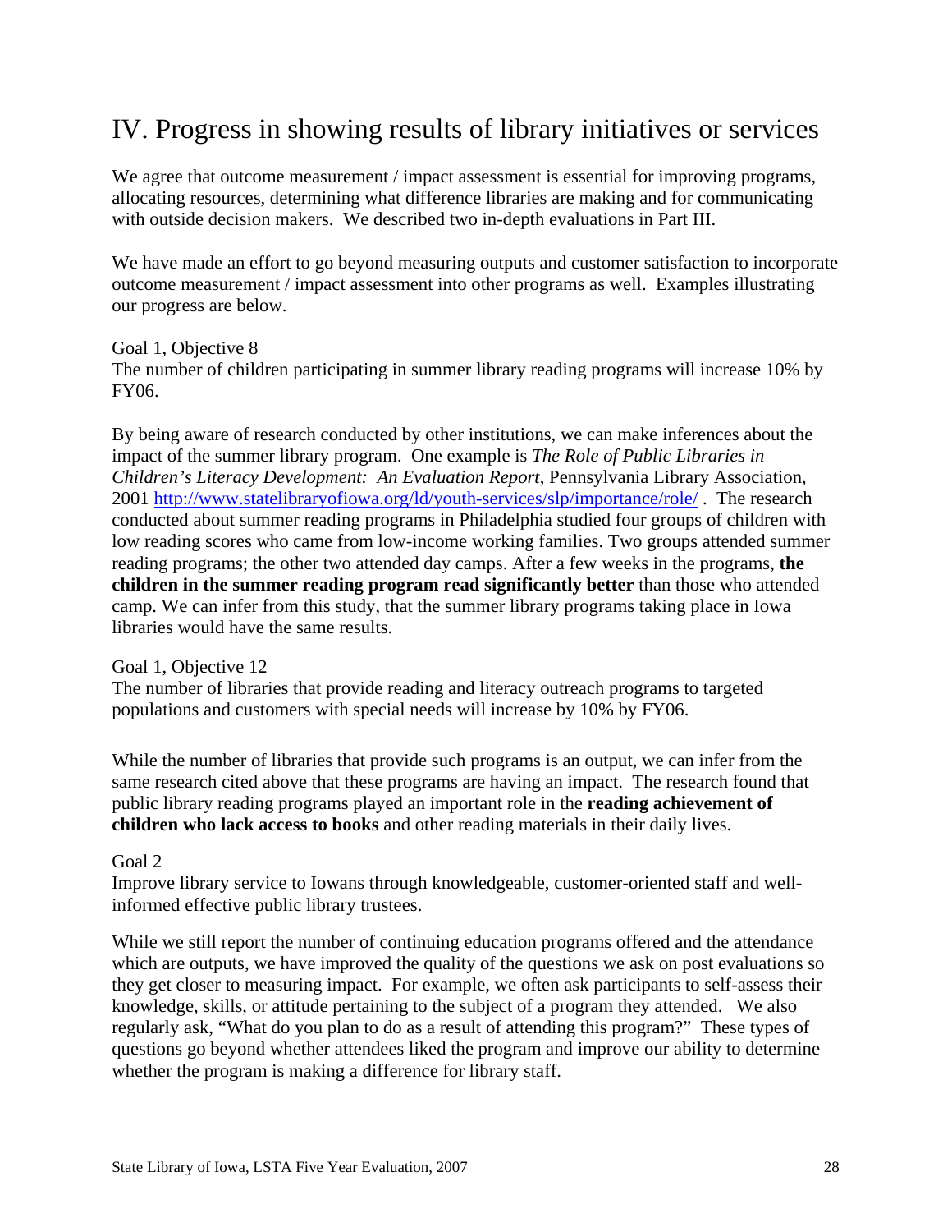# IV. Progress in showing results of library initiatives or services

We agree that outcome measurement / impact assessment is essential for improving programs, allocating resources, determining what difference libraries are making and for communicating with outside decision makers. We described two in-depth evaluations in Part III.

We have made an effort to go beyond measuring outputs and customer satisfaction to incorporate outcome measurement / impact assessment into other programs as well. Examples illustrating our progress are below.

Goal 1, Objective 8
The number of children participating in summer library reading programs will increase 10% by FY06.

By being aware of research conducted by other institutions, we can make inferences about the impact of the summer library program. One example is *The Role of Public Libraries in Children's Literacy Development: An Evaluation Report*, Pennsylvania Library Association, 2001 http://www.statelibraryofiowa.org/ld/youth-services/slp/importance/role/ . The research conducted about summer reading programs in Philadelphia studied four groups of children with low reading scores who came from low-income working families. Two groups attended summer reading programs; the other two attended day camps. After a few weeks in the programs, **the children in the summer reading program read significantly better** than those who attended camp. We can infer from this study, that the summer library programs taking place in Iowa libraries would have the same results.

Goal 1, Objective 12
The number of libraries that provide reading and literacy outreach programs to targeted populations and customers with special needs will increase by 10% by FY06.

While the number of libraries that provide such programs is an output, we can infer from the same research cited above that these programs are having an impact. The research found that public library reading programs played an important role in the **reading achievement of children who lack access to books** and other reading materials in their daily lives.

Goal 2
Improve library service to Iowans through knowledgeable, customer-oriented staff and well-informed effective public library trustees.

While we still report the number of continuing education programs offered and the attendance which are outputs, we have improved the quality of the questions we ask on post evaluations so they get closer to measuring impact. For example, we often ask participants to self-assess their knowledge, skills, or attitude pertaining to the subject of a program they attended. We also regularly ask, "What do you plan to do as a result of attending this program?" These types of questions go beyond whether attendees liked the program and improve our ability to determine whether the program is making a difference for library staff.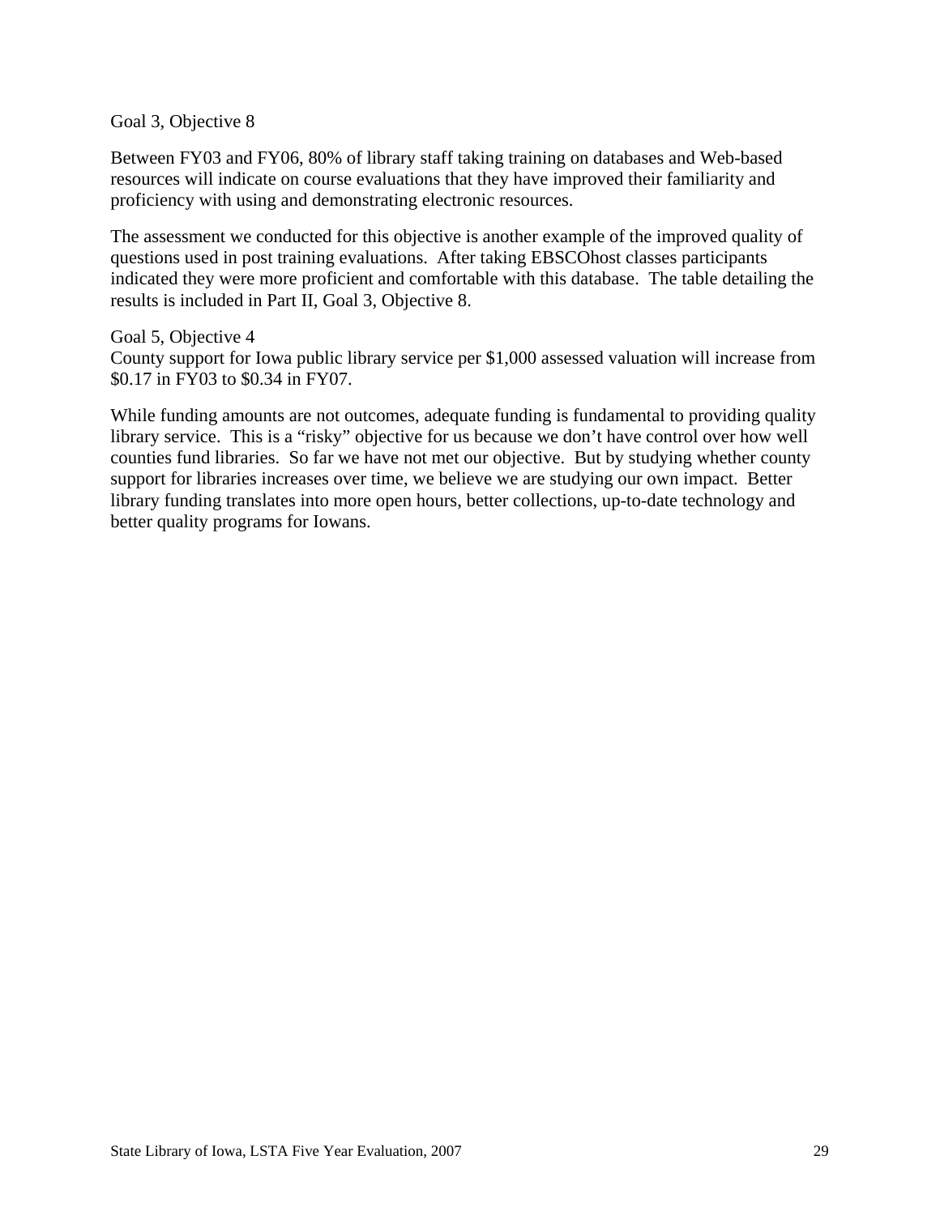Goal 3, Objective 8

Between FY03 and FY06, 80% of library staff taking training on databases and Web-based resources will indicate on course evaluations that they have improved their familiarity and proficiency with using and demonstrating electronic resources.

The assessment we conducted for this objective is another example of the improved quality of questions used in post training evaluations. After taking EBSCOhost classes participants indicated they were more proficient and comfortable with this database. The table detailing the results is included in Part II, Goal 3, Objective 8.

Goal 5, Objective 4
County support for Iowa public library service per $1,000 assessed valuation will increase from $0.17 in FY03 to $0.34 in FY07.

While funding amounts are not outcomes, adequate funding is fundamental to providing quality library service. This is a "risky" objective for us because we don't have control over how well counties fund libraries. So far we have not met our objective. But by studying whether county support for libraries increases over time, we believe we are studying our own impact. Better library funding translates into more open hours, better collections, up-to-date technology and better quality programs for Iowans.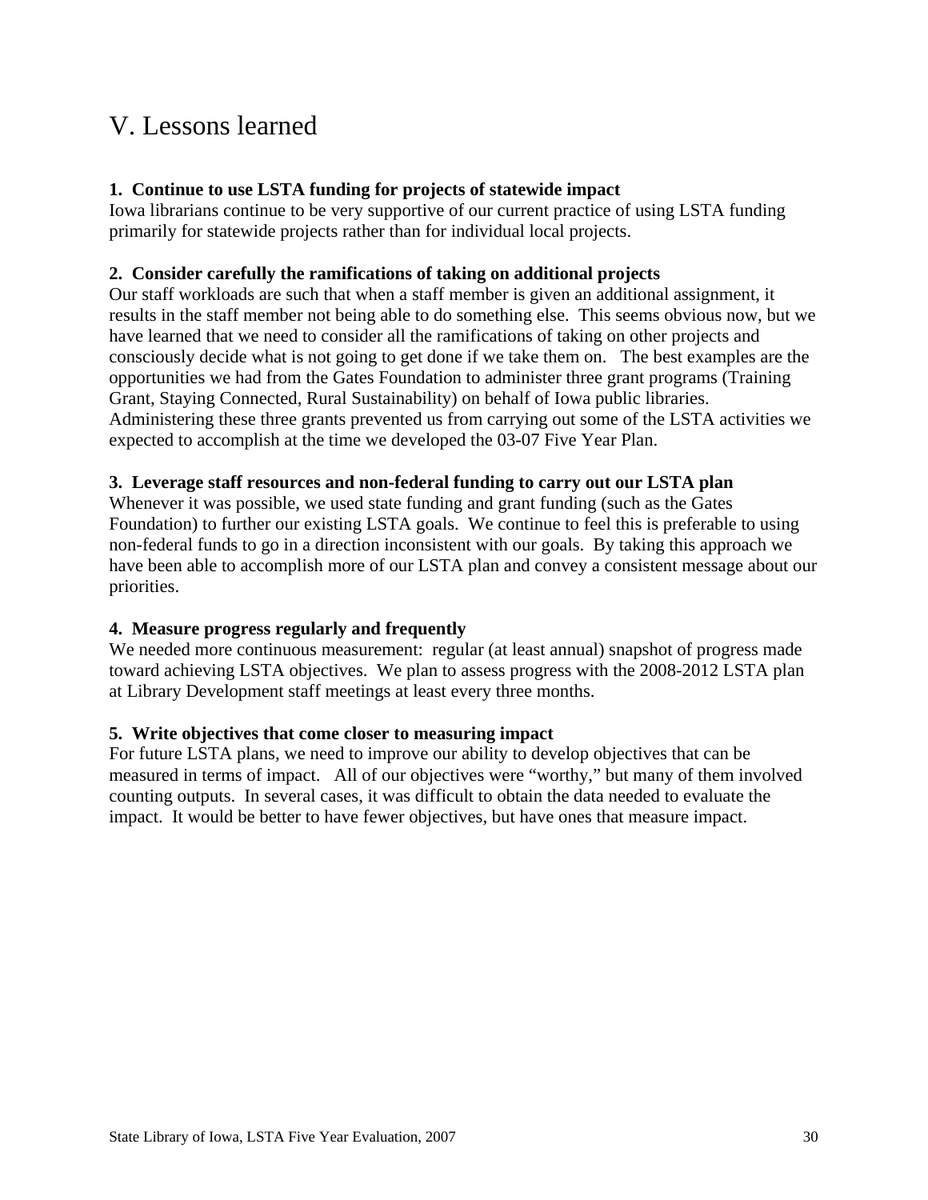# V. Lessons learned

**1. Continue to use LSTA funding for projects of statewide impact**

Iowa librarians continue to be very supportive of our current practice of using LSTA funding primarily for statewide projects rather than for individual local projects.

**2. Consider carefully the ramifications of taking on additional projects**

Our staff workloads are such that when a staff member is given an additional assignment, it results in the staff member not being able to do something else. This seems obvious now, but we have learned that we need to consider all the ramifications of taking on other projects and consciously decide what is not going to get done if we take them on. The best examples are the opportunities we had from the Gates Foundation to administer three grant programs (Training Grant, Staying Connected, Rural Sustainability) on behalf of Iowa public libraries. Administering these three grants prevented us from carrying out some of the LSTA activities we expected to accomplish at the time we developed the 03-07 Five Year Plan.

**3. Leverage staff resources and non-federal funding to carry out our LSTA plan**

Whenever it was possible, we used state funding and grant funding (such as the Gates Foundation) to further our existing LSTA goals. We continue to feel this is preferable to using non-federal funds to go in a direction inconsistent with our goals. By taking this approach we have been able to accomplish more of our LSTA plan and convey a consistent message about our priorities.

**4. Measure progress regularly and frequently**

We needed more continuous measurement: regular (at least annual) snapshot of progress made toward achieving LSTA objectives. We plan to assess progress with the 2008-2012 LSTA plan at Library Development staff meetings at least every three months.

**5. Write objectives that come closer to measuring impact**

For future LSTA plans, we need to improve our ability to develop objectives that can be measured in terms of impact. All of our objectives were "worthy," but many of them involved counting outputs. In several cases, it was difficult to obtain the data needed to evaluate the impact. It would be better to have fewer objectives, but have ones that measure impact.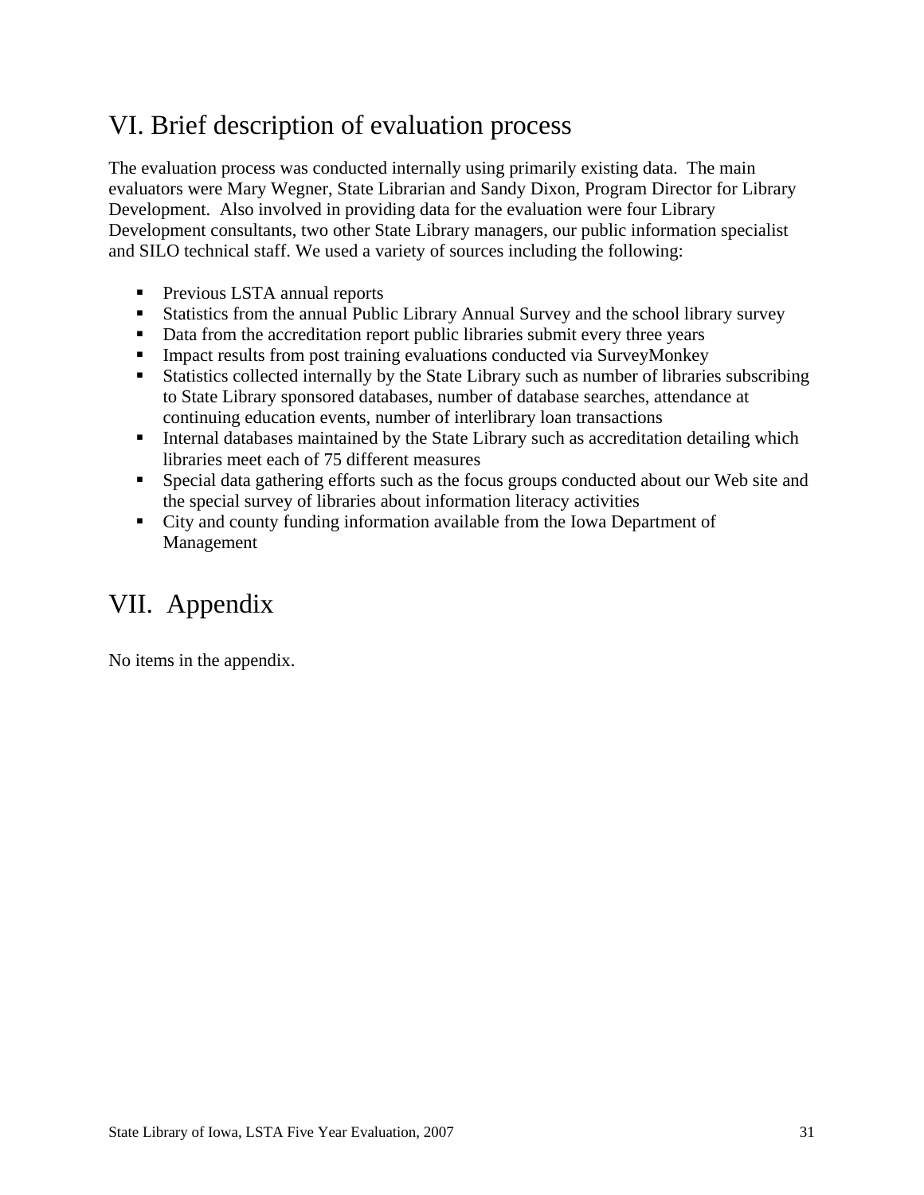# VI. Brief description of evaluation process

The evaluation process was conducted internally using primarily existing data. The main evaluators were Mary Wegner, State Librarian and Sandy Dixon, Program Director for Library Development. Also involved in providing data for the evaluation were four Library Development consultants, two other State Library managers, our public information specialist and SILO technical staff. We used a variety of sources including the following:

- Previous LSTA annual reports
- Statistics from the annual Public Library Annual Survey and the school library survey
- Data from the accreditation report public libraries submit every three years
- Impact results from post training evaluations conducted via SurveyMonkey
- Statistics collected internally by the State Library such as number of libraries subscribing to State Library sponsored databases, number of database searches, attendance at continuing education events, number of interlibrary loan transactions
- Internal databases maintained by the State Library such as accreditation detailing which libraries meet each of 75 different measures
- Special data gathering efforts such as the focus groups conducted about our Web site and the special survey of libraries about information literacy activities
- City and county funding information available from the Iowa Department of Management

# VII. Appendix

No items in the appendix.